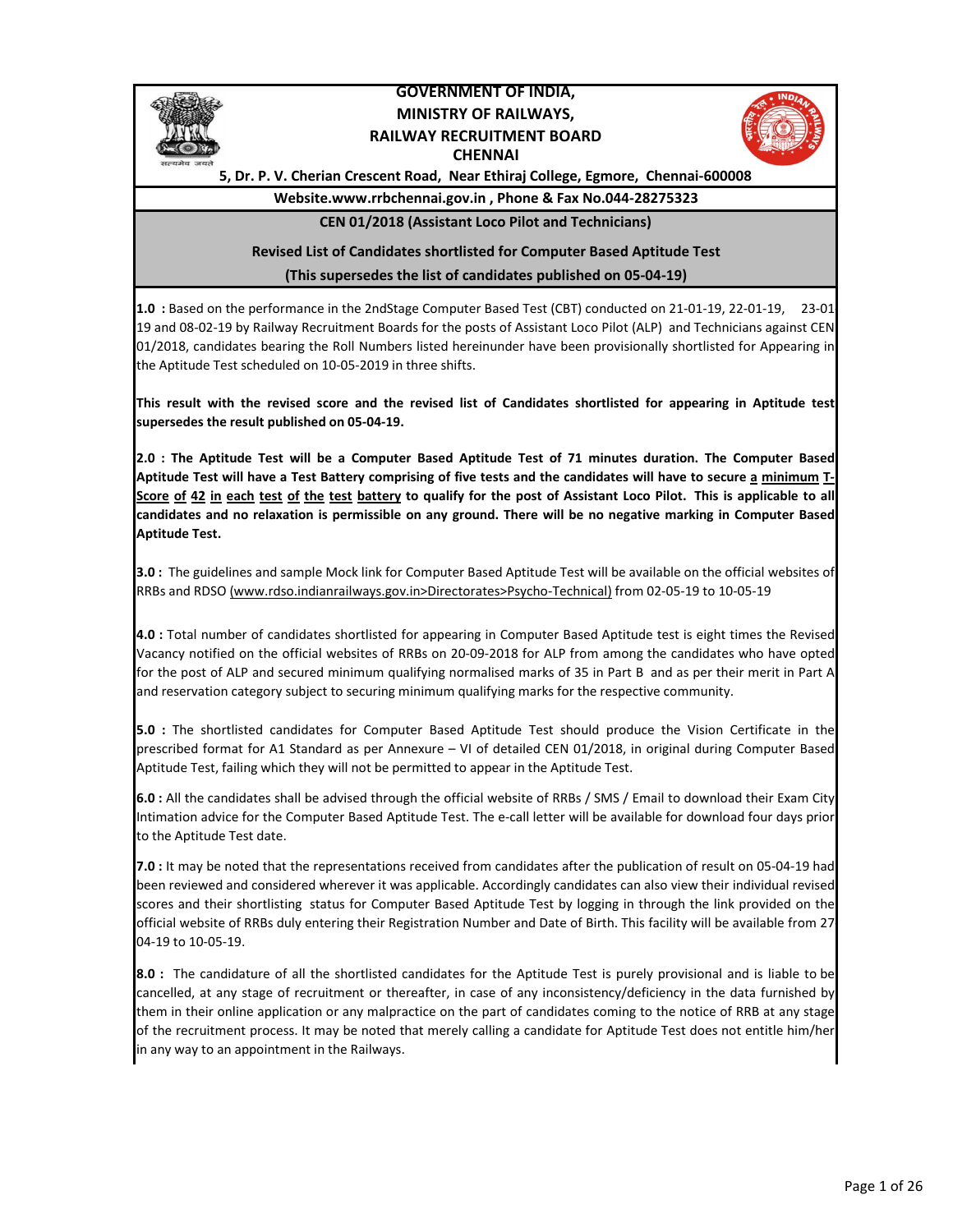# GOVERNMENT OF INDIA,
# MINISTRY OF RAILWAYS,
# RAILWAY RECRUITMENT BOARD
# CHENNAI

**5, Dr. P. V. Cherian Crescent Road, Near Ethiraj College, Egmore, Chennai-600008**

**Website.www.rrbchennai.gov.in , Phone & Fax No.044-28275323**

## CEN 01/2018 (Assistant Loco Pilot and Technicians)

**Revised List of Candidates shortlisted for Computer Based Aptitude Test**

**(This supersedes the list of candidates published on 05-04-19)**

**1.0 :** Based on the performance in the 2ndStage Computer Based Test (CBT) conducted on 21-01-19, 22-01-19, 23-01-19 and 08-02-19 by Railway Recruitment Boards for the posts of Assistant Loco Pilot (ALP) and Technicians against CEN 01/2018, candidates bearing the Roll Numbers listed hereinunder have been provisionally shortlisted for Appearing in the Aptitude Test scheduled on 10-05-2019 in three shifts.

**This result with the revised score and the revised list of Candidates shortlisted for appearing in Aptitude test supersedes the result published on 05-04-19.**

**2.0 : The Aptitude Test will be a Computer Based Aptitude Test of 71 minutes duration. The Computer Based Aptitude Test will have a Test Battery comprising of five tests and the candidates will have to secure a minimum T-Score of 42 in each test of the test battery to qualify for the post of Assistant Loco Pilot. This is applicable to all candidates and no relaxation is permissible on any ground. There will be no negative marking in Computer Based Aptitude Test.**

**3.0 :** The guidelines and sample Mock link for Computer Based Aptitude Test will be available on the official websites of RRBs and RDSO (www.rdso.indianrailways.gov.in>Directorates>Psycho-Technical) from 02-05-19 to 10-05-19

**4.0 :** Total number of candidates shortlisted for appearing in Computer Based Aptitude test is eight times the Revised Vacancy notified on the official websites of RRBs on 20-09-2018 for ALP from among the candidates who have opted for the post of ALP and secured minimum qualifying normalised marks of 35 in Part B and as per their merit in Part A and reservation category subject to securing minimum qualifying marks for the respective community.

**5.0 :** The shortlisted candidates for Computer Based Aptitude Test should produce the Vision Certificate in the prescribed format for A1 Standard as per Annexure – VI of detailed CEN 01/2018, in original during Computer Based Aptitude Test, failing which they will not be permitted to appear in the Aptitude Test.

**6.0 :** All the candidates shall be advised through the official website of RRBs / SMS / Email to download their Exam City Intimation advice for the Computer Based Aptitude Test. The e-call letter will be available for download four days prior to the Aptitude Test date.

**7.0 :** It may be noted that the representations received from candidates after the publication of result on 05-04-19 had been reviewed and considered wherever it was applicable. Accordingly candidates can also view their individual revised scores and their shortlisting status for Computer Based Aptitude Test by logging in through the link provided on the official website of RRBs duly entering their Registration Number and Date of Birth. This facility will be available from 27-04-19 to 10-05-19.

**8.0 :** The candidature of all the shortlisted candidates for the Aptitude Test is purely provisional and is liable to be cancelled, at any stage of recruitment or thereafter, in case of any inconsistency/deficiency in the data furnished by them in their online application or any malpractice on the part of candidates coming to the notice of RRB at any stage of the recruitment process. It may be noted that merely calling a candidate for Aptitude Test does not entitle him/her in any way to an appointment in the Railways.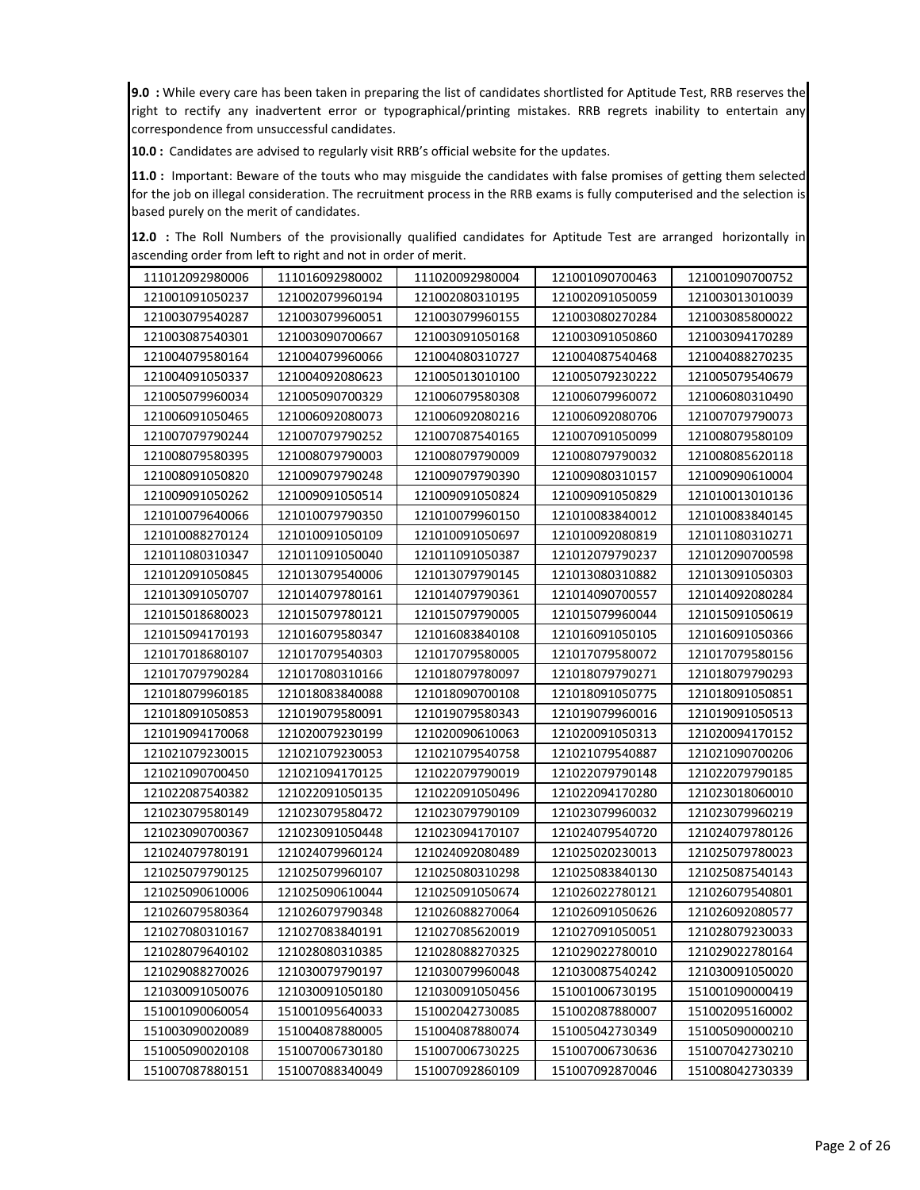**9.0 :** While every care has been taken in preparing the list of candidates shortlisted for Aptitude Test, RRB reserves the right to rectify any inadvertent error or typographical/printing mistakes. RRB regrets inability to entertain any correspondence from unsuccessful candidates.

**10.0 :** Candidates are advised to regularly visit RRB's official website for the updates.

**11.0 :** Important: Beware of the touts who may misguide the candidates with false promises of getting them selected for the job on illegal consideration. The recruitment process in the RRB exams is fully computerised and the selection is based purely on the merit of candidates.

**12.0 :** The Roll Numbers of the provisionally qualified candidates for Aptitude Test are arranged horizontally in ascending order from left to right and not in order of merit.

| | | | | |
|---|---|---|---|---|
| 111012092980006 | 111016092980002 | 111020092980004 | 121001090700463 | 121001090700752 |
| 121001091050237 | 121002079960194 | 121002080310195 | 121002091050059 | 121003013010039 |
| 121003079540287 | 121003079960051 | 121003079960155 | 121003080270284 | 121003085800022 |
| 121003087540301 | 121003090700667 | 121003091050168 | 121003091050860 | 121003094170289 |
| 121004079580164 | 121004079960066 | 121004080310727 | 121004087540468 | 121004088270235 |
| 121004091050337 | 121004092080623 | 121005013010100 | 121005079230222 | 121005079540679 |
| 121005079960034 | 121005090700329 | 121006079580308 | 121006079960072 | 121006080310490 |
| 121006091050465 | 121006092080073 | 121006092080216 | 121006092080706 | 121007079790073 |
| 121007079790244 | 121007079790252 | 121007087540165 | 121007091050099 | 121008079580109 |
| 121008079580395 | 121008079790003 | 121008079790009 | 121008079790032 | 121008085620118 |
| 121008091050820 | 121009079790248 | 121009079790390 | 121009080310157 | 121009090610004 |
| 121009091050262 | 121009091050514 | 121009091050824 | 121009091050829 | 121010013010136 |
| 121010079640066 | 121010079790350 | 121010079960150 | 121010083840012 | 121010083840145 |
| 121010088270124 | 121010091050109 | 121010091050697 | 121010092080819 | 121011080310271 |
| 121011080310347 | 121011091050040 | 121011091050387 | 121012079790237 | 121012090700598 |
| 121012091050845 | 121013079540006 | 121013079790145 | 121013080310882 | 121013091050303 |
| 121013091050707 | 121014079780161 | 121014079790361 | 121014090700557 | 121014092080284 |
| 121015018680023 | 121015079780121 | 121015079790005 | 121015079960044 | 121015091050619 |
| 121015094170193 | 121016079580347 | 121016083840108 | 121016091050105 | 121016091050366 |
| 121017018680107 | 121017079540303 | 121017079580005 | 121017079580072 | 121017079580156 |
| 121017079790284 | 121017080310166 | 121018079780097 | 121018079790271 | 121018079790293 |
| 121018079960185 | 121018083840088 | 121018090700108 | 121018091050775 | 121018091050851 |
| 121018091050853 | 121019079580091 | 121019079580343 | 121019079960016 | 121019091050513 |
| 121019094170068 | 121020079230199 | 121020090610063 | 121020091050313 | 121020094170152 |
| 121021079230015 | 121021079230053 | 121021079540758 | 121021079540887 | 121021090700206 |
| 121021090700450 | 121021094170125 | 121022079790019 | 121022079790148 | 121022079790185 |
| 121022087540382 | 121022091050135 | 121022091050496 | 121022094170280 | 121023018060010 |
| 121023079580149 | 121023079580472 | 121023079790109 | 121023079960032 | 121023079960219 |
| 121023090700367 | 121023091050448 | 121023094170107 | 121024079540720 | 121024079780126 |
| 121024079780191 | 121024079960124 | 121024092080489 | 121025020230013 | 121025079780023 |
| 121025079790125 | 121025079960107 | 121025080310298 | 121025083840130 | 121025087540143 |
| 121025090610006 | 121025090610044 | 121025091050674 | 121026022780121 | 121026079540801 |
| 121026079580364 | 121026079790348 | 121026088270064 | 121026091050626 | 121026092080577 |
| 121027080310167 | 121027083840191 | 121027085620019 | 121027091050051 | 121028079230033 |
| 121028079640102 | 121028080310385 | 121028088270325 | 121029022780010 | 121029022780164 |
| 121029088270026 | 121030079790197 | 121030079960048 | 121030087540242 | 121030091050020 |
| 121030091050076 | 121030091050180 | 121030091050456 | 151001006730195 | 151001090000419 |
| 151001090060054 | 151001095640033 | 151002042730085 | 151002087880007 | 151002095160002 |
| 151003090020089 | 151004087880005 | 151004087880074 | 151005042730349 | 151005090000210 |
| 151005090020108 | 151007006730180 | 151007006730225 | 151007006730636 | 151007042730210 |
| 151007087880151 | 151007088340049 | 151007092860109 | 151007092870046 | 151008042730339 |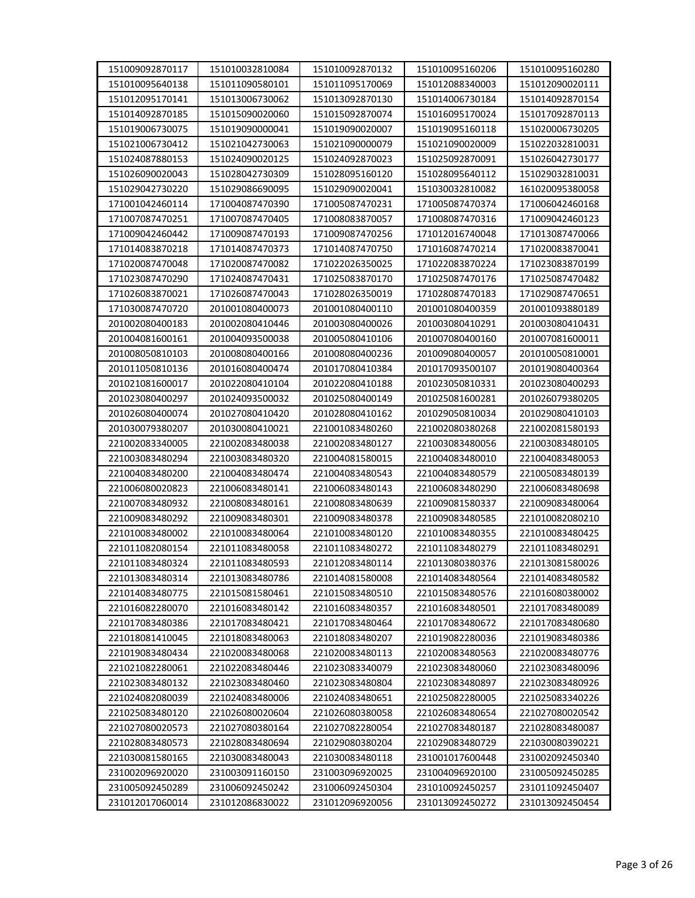| 151009092870117 | 151010032810084 | 151010092870132 | 151010095160206 | 151010095160280 |
|---|---|---|---|---|
| 151010095640138 | 151011090580101 | 151011095170069 | 151012088340003 | 151012090020111 |
| 151012095170141 | 151013006730062 | 151013092870130 | 151014006730184 | 151014092870154 |
| 151014092870185 | 151015090020060 | 151015092870074 | 151016095170024 | 151017092870113 |
| 151019006730075 | 151019090000041 | 151019090020007 | 151019095160118 | 151020006730205 |
| 151021006730412 | 151021042730063 | 151021090000079 | 151021090020009 | 151022032810031 |
| 151024087880153 | 151024090020125 | 151024092870023 | 151025092870091 | 151026042730177 |
| 151026090020043 | 151028042730309 | 151028095160120 | 151028095640112 | 151029032810031 |
| 151029042730220 | 151029086690095 | 151029090020041 | 151030032810082 | 161020095380058 |
| 171001042460114 | 171004087470390 | 171005087470231 | 171005087470374 | 171006042460168 |
| 171007087470251 | 171007087470405 | 171008083870057 | 171008087470316 | 171009042460123 |
| 171009042460442 | 171009087470193 | 171009087470256 | 171012016740048 | 171013087470066 |
| 171014083870218 | 171014087470373 | 171014087470750 | 171016087470214 | 171020083870041 |
| 171020087470048 | 171020087470082 | 171022026350025 | 171022083870224 | 171023083870199 |
| 171023087470290 | 171024087470431 | 171025083870170 | 171025087470176 | 171025087470482 |
| 171026083870021 | 171026087470043 | 171028026350019 | 171028087470183 | 171029087470651 |
| 171030087470720 | 201001080400073 | 201001080400110 | 201001080400359 | 201001093880189 |
| 201002080400183 | 201002080410446 | 201003080400026 | 201003080410291 | 201003080410431 |
| 201004081600161 | 201004093500038 | 201005080410106 | 201007080400160 | 201007081600011 |
| 201008050810103 | 201008080400166 | 201008080400236 | 201009080400057 | 201010050810001 |
| 201011050810136 | 201016080400474 | 201017080410384 | 201017093500107 | 201019080400364 |
| 201021081600017 | 201022080410104 | 201022080410188 | 201023050810331 | 201023080400293 |
| 201023080400297 | 201024093500032 | 201025080400149 | 201025081600281 | 201026079380205 |
| 201026080400074 | 201027080410420 | 201028080410162 | 201029050810034 | 201029080410103 |
| 201030079380207 | 201030080410021 | 221001083480260 | 221002080380268 | 221002081580193 |
| 221002083340005 | 221002083480038 | 221002083480127 | 221003083480056 | 221003083480105 |
| 221003083480294 | 221003083480320 | 221004081580015 | 221004083480010 | 221004083480053 |
| 221004083480200 | 221004083480474 | 221004083480543 | 221004083480579 | 221005083480139 |
| 221006080020823 | 221006083480141 | 221006083480143 | 221006083480290 | 221006083480698 |
| 221007083480932 | 221008083480161 | 221008083480639 | 221009081580337 | 221009083480064 |
| 221009083480292 | 221009083480301 | 221009083480378 | 221009083480585 | 221010082080210 |
| 221010083480002 | 221010083480064 | 221010083480120 | 221010083480355 | 221010083480425 |
| 221011082080154 | 221011083480058 | 221011083480272 | 221011083480279 | 221011083480291 |
| 221011083480324 | 221011083480593 | 221012083480114 | 221013080380376 | 221013081580026 |
| 221013083480314 | 221013083480786 | 221014081580008 | 221014083480564 | 221014083480582 |
| 221014083480775 | 221015081580461 | 221015083480510 | 221015083480576 | 221016080380002 |
| 221016082280070 | 221016083480142 | 221016083480357 | 221016083480501 | 221017083480089 |
| 221017083480386 | 221017083480421 | 221017083480464 | 221017083480672 | 221017083480680 |
| 221018081410045 | 221018083480063 | 221018083480207 | 221019082280036 | 221019083480386 |
| 221019083480434 | 221020083480068 | 221020083480113 | 221020083480563 | 221020083480776 |
| 221021082280061 | 221022083480446 | 221023083340079 | 221023083480060 | 221023083480096 |
| 221023083480132 | 221023083480460 | 221023083480804 | 221023083480897 | 221023083480926 |
| 221024082080039 | 221024083480006 | 221024083480651 | 221025082280005 | 221025083340226 |
| 221025083480120 | 221026080020604 | 221026080380058 | 221026083480654 | 221027080020542 |
| 221027080020573 | 221027080380164 | 221027082280054 | 221027083480187 | 221028083480087 |
| 221028083480573 | 221028083480694 | 221029080380204 | 221029083480729 | 221030080390221 |
| 221030081580165 | 221030083480043 | 221030083480118 | 231001017600448 | 231002092450340 |
| 231002096920020 | 231003091160150 | 231003096920025 | 231004096920100 | 231005092450285 |
| 231005092450289 | 231006092450242 | 231006092450304 | 231010092450257 | 231011092450407 |
| 231012017060014 | 231012086830022 | 231012096920056 | 231013092450272 | 231013092450454 |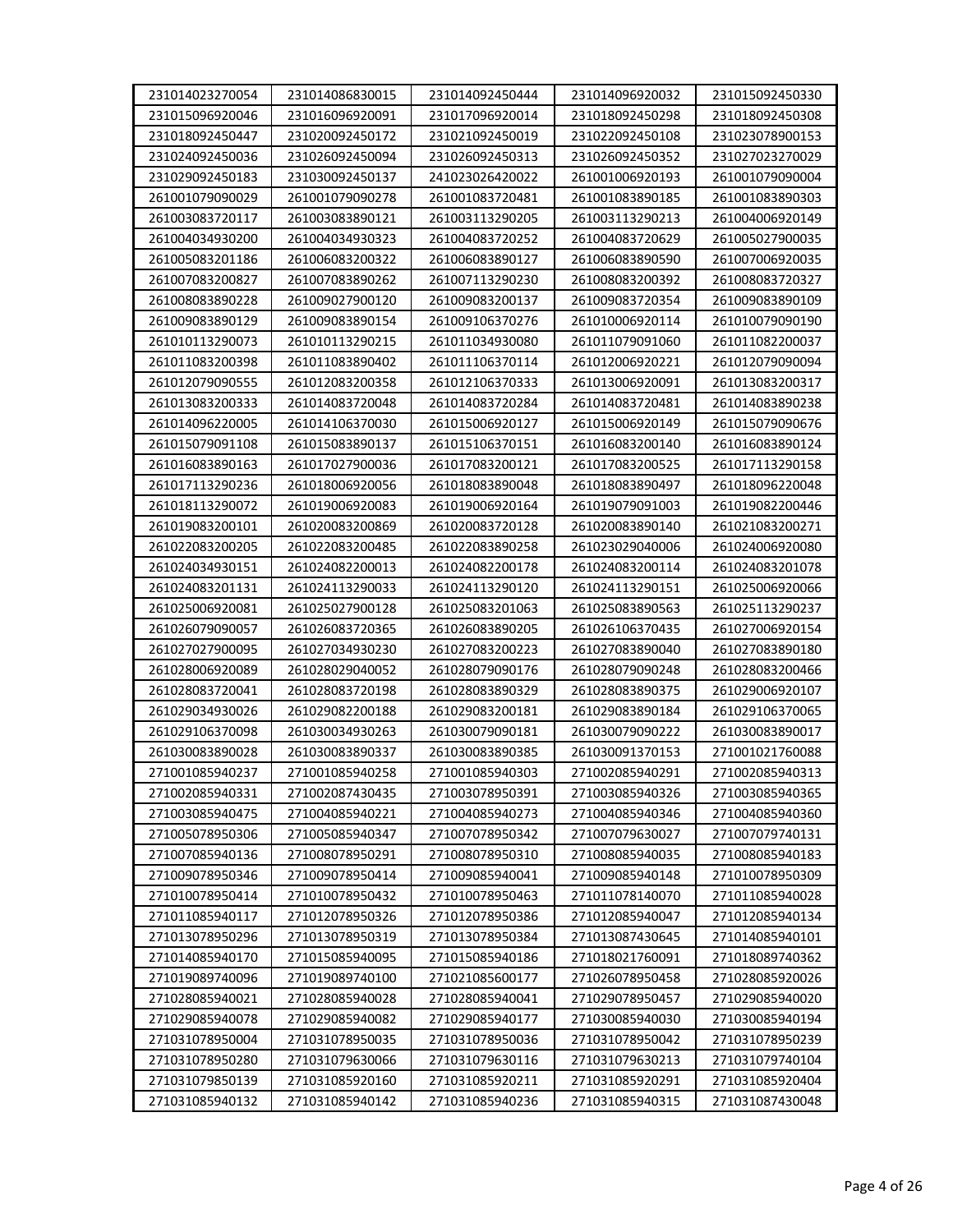| | | | | |
|---|---|---|---|---|
| 231014023270054 | 231014086830015 | 231014092450444 | 231014096920032 | 231015092450330 |
| 231015096920046 | 231016096920091 | 231017096920014 | 231018092450298 | 231018092450308 |
| 231018092450447 | 231020092450172 | 231021092450019 | 231022092450108 | 231023078900153 |
| 231024092450036 | 231026092450094 | 231026092450313 | 231026092450352 | 231027023270029 |
| 231029092450183 | 231030092450137 | 241023026420022 | 261001006920193 | 261001079090004 |
| 261001079090029 | 261001079090278 | 261001083720481 | 261001083890185 | 261001083890303 |
| 261003083720117 | 261003083890121 | 261003113290205 | 261003113290213 | 261004006920149 |
| 261004034930200 | 261004034930323 | 261004083720252 | 261004083720629 | 261005027900035 |
| 261005083201186 | 261006083200322 | 261006083890127 | 261006083890590 | 261007006920035 |
| 261007083200827 | 261007083890262 | 261007113290230 | 261008083200392 | 261008083720327 |
| 261008083890228 | 261009027900120 | 261009083200137 | 261009083720354 | 261009083890109 |
| 261009083890129 | 261009083890154 | 261009106370276 | 261010006920114 | 261010079090190 |
| 261010113290073 | 261010113290215 | 261011034930080 | 261011079091060 | 261011082200037 |
| 261011083200398 | 261011083890402 | 261011106370114 | 261012006920221 | 261012079090094 |
| 261012079090555 | 261012083200358 | 261012106370333 | 261013006920091 | 261013083200317 |
| 261013083200333 | 261014083720048 | 261014083720284 | 261014083720481 | 261014083890238 |
| 261014096220005 | 261014106370030 | 261015006920127 | 261015006920149 | 261015079090676 |
| 261015079091108 | 261015083890137 | 261015106370151 | 261016083200140 | 261016083890124 |
| 261016083890163 | 261017027900036 | 261017083200121 | 261017083200525 | 261017113290158 |
| 261017113290236 | 261018006920056 | 261018083890048 | 261018083890497 | 261018096220048 |
| 261018113290072 | 261019006920083 | 261019006920164 | 261019079091003 | 261019082200446 |
| 261019083200101 | 261020083200869 | 261020083720128 | 261020083890140 | 261021083200271 |
| 261022083200205 | 261022083200485 | 261022083890258 | 261023029040006 | 261024006920080 |
| 261024034930151 | 261024082200013 | 261024082200178 | 261024083200114 | 261024083201078 |
| 261024083201131 | 261024113290033 | 261024113290120 | 261024113290151 | 261025006920066 |
| 261025006920081 | 261025027900128 | 261025083201063 | 261025083890563 | 261025113290237 |
| 261026079090057 | 261026083720365 | 261026083890205 | 261026106370435 | 261027006920154 |
| 261027027900095 | 261027034930230 | 261027083200223 | 261027083890040 | 261027083890180 |
| 261028006920089 | 261028029040052 | 261028079090176 | 261028079090248 | 261028083200466 |
| 261028083720041 | 261028083720198 | 261028083890329 | 261028083890375 | 261029006920107 |
| 261029034930026 | 261029082200188 | 261029083200181 | 261029083890184 | 261029106370065 |
| 261029106370098 | 261030034930263 | 261030079090181 | 261030079090222 | 261030083890017 |
| 261030083890028 | 261030083890337 | 261030083890385 | 261030091370153 | 271001021760088 |
| 271001085940237 | 271001085940258 | 271001085940303 | 271002085940291 | 271002085940313 |
| 271002085940331 | 271002087430435 | 271003078950391 | 271003085940326 | 271003085940365 |
| 271003085940475 | 271004085940221 | 271004085940273 | 271004085940346 | 271004085940360 |
| 271005078950306 | 271005085940347 | 271007078950342 | 271007079630027 | 271007079740131 |
| 271007085940136 | 271008078950291 | 271008078950310 | 271008085940035 | 271008085940183 |
| 271009078950346 | 271009078950414 | 271009085940041 | 271009085940148 | 271010078950309 |
| 271010078950414 | 271010078950432 | 271010078950463 | 271011078140070 | 271011085940028 |
| 271011085940117 | 271012078950326 | 271012078950386 | 271012085940047 | 271012085940134 |
| 271013078950296 | 271013078950319 | 271013078950384 | 271013087430645 | 271014085940101 |
| 271014085940170 | 271015085940095 | 271015085940186 | 271018021760091 | 271018089740362 |
| 271019089740096 | 271019089740100 | 271021085600177 | 271026078950458 | 271028085920026 |
| 271028085940021 | 271028085940028 | 271028085940041 | 271029078950457 | 271029085940020 |
| 271029085940078 | 271029085940082 | 271029085940177 | 271030085940030 | 271030085940194 |
| 271031078950004 | 271031078950035 | 271031078950036 | 271031078950042 | 271031078950239 |
| 271031078950280 | 271031079630066 | 271031079630116 | 271031079630213 | 271031079740104 |
| 271031079850139 | 271031085920160 | 271031085920211 | 271031085920291 | 271031085920404 |
| 271031085940132 | 271031085940142 | 271031085940236 | 271031085940315 | 271031087430048 |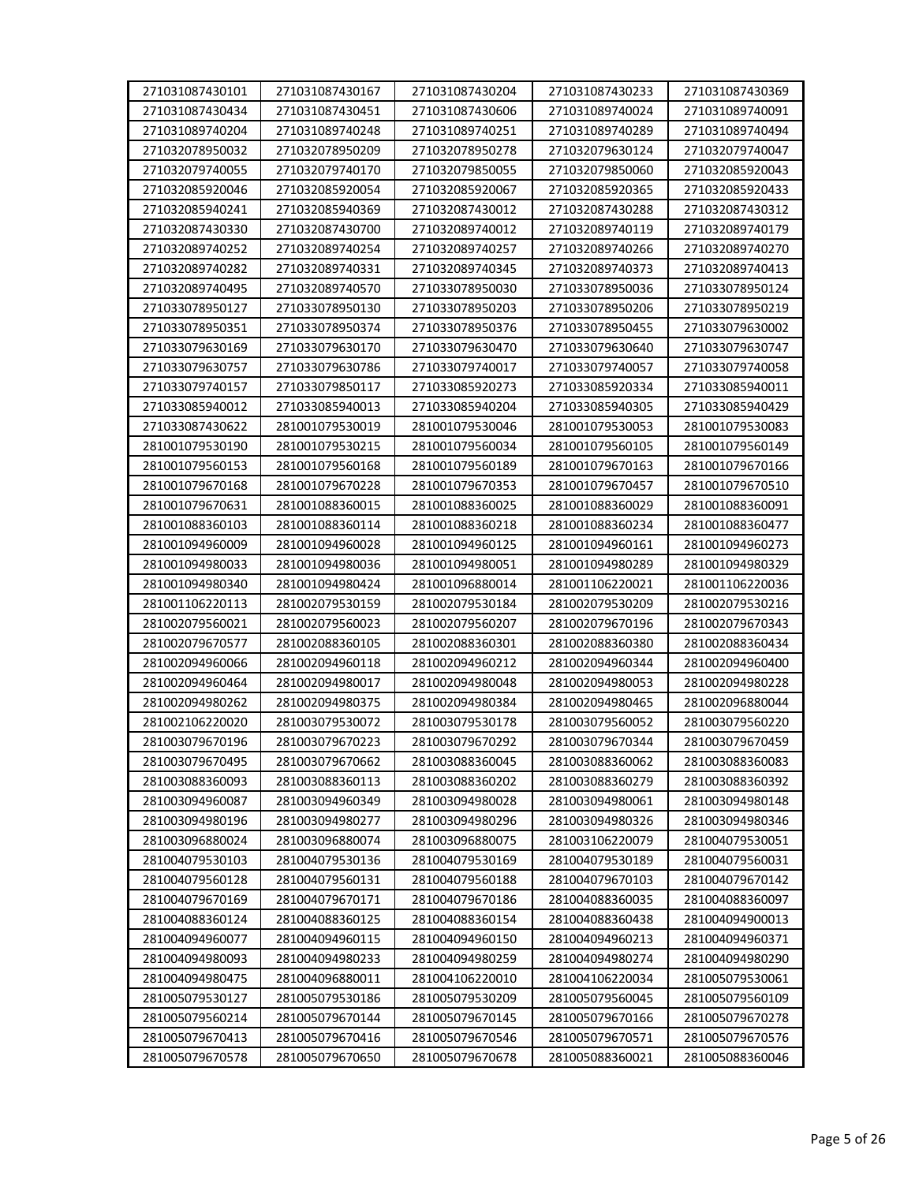| | | | | |
|---|---|---|---|---|
| 271031087430101 | 271031087430167 | 271031087430204 | 271031087430233 | 271031087430369 |
| 271031087430434 | 271031087430451 | 271031087430606 | 271031089740024 | 271031089740091 |
| 271031089740204 | 271031089740248 | 271031089740251 | 271031089740289 | 271031089740494 |
| 271032078950032 | 271032078950209 | 271032078950278 | 271032079630124 | 271032079740047 |
| 271032079740055 | 271032079740170 | 271032079850055 | 271032079850060 | 271032085920043 |
| 271032085920046 | 271032085920054 | 271032085920067 | 271032085920365 | 271032085920433 |
| 271032085940241 | 271032085940369 | 271032087430012 | 271032087430288 | 271032087430312 |
| 271032087430330 | 271032087430700 | 271032089740012 | 271032089740119 | 271032089740179 |
| 271032089740252 | 271032089740254 | 271032089740257 | 271032089740266 | 271032089740270 |
| 271032089740282 | 271032089740331 | 271032089740345 | 271032089740373 | 271032089740413 |
| 271032089740495 | 271032089740570 | 271033078950030 | 271033078950036 | 271033078950124 |
| 271033078950127 | 271033078950130 | 271033078950203 | 271033078950206 | 271033078950219 |
| 271033078950351 | 271033078950374 | 271033078950376 | 271033078950455 | 271033079630002 |
| 271033079630169 | 271033079630170 | 271033079630470 | 271033079630640 | 271033079630747 |
| 271033079630757 | 271033079630786 | 271033079740017 | 271033079740057 | 271033079740058 |
| 271033079740157 | 271033079850117 | 271033085920273 | 271033085920334 | 271033085940011 |
| 271033085940012 | 271033085940013 | 271033085940204 | 271033085940305 | 271033085940429 |
| 271033087430622 | 281001079530019 | 281001079530046 | 281001079530053 | 281001079530083 |
| 281001079530190 | 281001079530215 | 281001079560034 | 281001079560105 | 281001079560149 |
| 281001079560153 | 281001079560168 | 281001079560189 | 281001079670163 | 281001079670166 |
| 281001079670168 | 281001079670228 | 281001079670353 | 281001079670457 | 281001079670510 |
| 281001079670631 | 281001088360015 | 281001088360025 | 281001088360029 | 281001088360091 |
| 281001088360103 | 281001088360114 | 281001088360218 | 281001088360234 | 281001088360477 |
| 281001094960009 | 281001094960028 | 281001094960125 | 281001094960161 | 281001094960273 |
| 281001094980033 | 281001094980036 | 281001094980051 | 281001094980289 | 281001094980329 |
| 281001094980340 | 281001094980424 | 281001096880014 | 281001106220021 | 281001106220036 |
| 281001106220113 | 281002079530159 | 281002079530184 | 281002079530209 | 281002079530216 |
| 281002079560021 | 281002079560023 | 281002079560207 | 281002079670196 | 281002079670343 |
| 281002079670577 | 281002088360105 | 281002088360301 | 281002088360380 | 281002088360434 |
| 281002094960066 | 281002094960118 | 281002094960212 | 281002094960344 | 281002094960400 |
| 281002094960464 | 281002094980017 | 281002094980048 | 281002094980053 | 281002094980228 |
| 281002094980262 | 281002094980375 | 281002094980384 | 281002094980465 | 281002096880044 |
| 281002106220020 | 281003079530072 | 281003079530178 | 281003079560052 | 281003079560220 |
| 281003079670196 | 281003079670223 | 281003079670292 | 281003079670344 | 281003079670459 |
| 281003079670495 | 281003079670662 | 281003088360045 | 281003088360062 | 281003088360083 |
| 281003088360093 | 281003088360113 | 281003088360202 | 281003088360279 | 281003088360392 |
| 281003094960087 | 281003094960349 | 281003094980028 | 281003094980061 | 281003094980148 |
| 281003094980196 | 281003094980277 | 281003094980296 | 281003094980326 | 281003094980346 |
| 281003096880024 | 281003096880074 | 281003096880075 | 281003106220079 | 281004079530051 |
| 281004079530103 | 281004079530136 | 281004079530169 | 281004079530189 | 281004079560031 |
| 281004079560128 | 281004079560131 | 281004079560188 | 281004079670103 | 281004079670142 |
| 281004079670169 | 281004079670171 | 281004079670186 | 281004088360035 | 281004088360097 |
| 281004088360124 | 281004088360125 | 281004088360154 | 281004088360438 | 281004094900013 |
| 281004094960077 | 281004094960115 | 281004094960150 | 281004094960213 | 281004094960371 |
| 281004094980093 | 281004094980233 | 281004094980259 | 281004094980274 | 281004094980290 |
| 281004094980475 | 281004096880011 | 281004106220010 | 281004106220034 | 281005079530061 |
| 281005079530127 | 281005079530186 | 281005079530209 | 281005079560045 | 281005079560109 |
| 281005079560214 | 281005079670144 | 281005079670145 | 281005079670166 | 281005079670278 |
| 281005079670413 | 281005079670416 | 281005079670546 | 281005079670571 | 281005079670576 |
| 281005079670578 | 281005079670650 | 281005079670678 | 281005088360021 | 281005088360046 |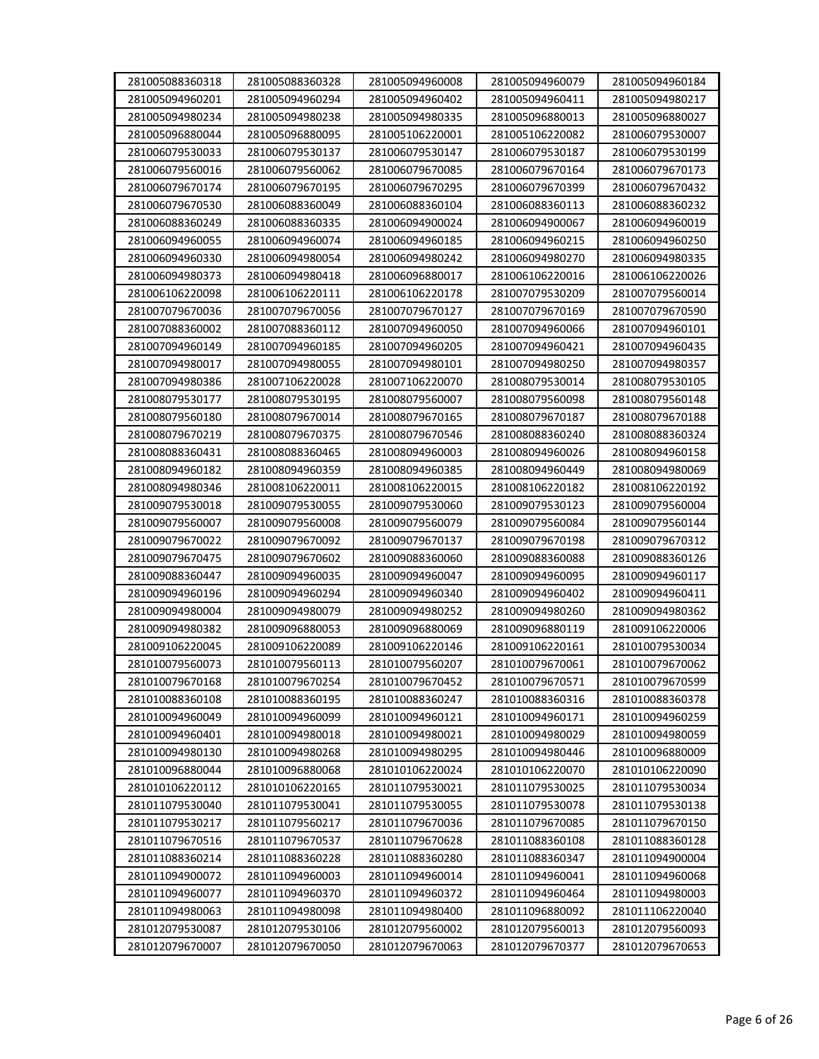| | | | | |
|---|---|---|---|---|
| 281005088360318 | 281005088360328 | 281005094960008 | 281005094960079 | 281005094960184 |
| 281005094960201 | 281005094960294 | 281005094960402 | 281005094960411 | 281005094980217 |
| 281005094980234 | 281005094980238 | 281005094980335 | 281005096880013 | 281005096880027 |
| 281005096880044 | 281005096880095 | 281005106220001 | 281005106220082 | 281006079530007 |
| 281006079530033 | 281006079530137 | 281006079530147 | 281006079530187 | 281006079530199 |
| 281006079560016 | 281006079560062 | 281006079670085 | 281006079670164 | 281006079670173 |
| 281006079670174 | 281006079670195 | 281006079670295 | 281006079670399 | 281006079670432 |
| 281006079670530 | 281006088360049 | 281006088360104 | 281006088360113 | 281006088360232 |
| 281006088360249 | 281006088360335 | 281006094900024 | 281006094900067 | 281006094960019 |
| 281006094960055 | 281006094960074 | 281006094960185 | 281006094960215 | 281006094960250 |
| 281006094960330 | 281006094980054 | 281006094980242 | 281006094980270 | 281006094980335 |
| 281006094980373 | 281006094980418 | 281006096880017 | 281006106220016 | 281006106220026 |
| 281006106220098 | 281006106220111 | 281006106220178 | 281007079530209 | 281007079560014 |
| 281007079670036 | 281007079670056 | 281007079670127 | 281007079670169 | 281007079670590 |
| 281007088360002 | 281007088360112 | 281007094960050 | 281007094960066 | 281007094960101 |
| 281007094960149 | 281007094960185 | 281007094960205 | 281007094960421 | 281007094960435 |
| 281007094980017 | 281007094980055 | 281007094980101 | 281007094980250 | 281007094980357 |
| 281007094980386 | 281007106220028 | 281007106220070 | 281008079530014 | 281008079530105 |
| 281008079530177 | 281008079530195 | 281008079560007 | 281008079560098 | 281008079560148 |
| 281008079560180 | 281008079670014 | 281008079670165 | 281008079670187 | 281008079670188 |
| 281008079670219 | 281008079670375 | 281008079670546 | 281008088360240 | 281008088360324 |
| 281008088360431 | 281008088360465 | 281008094960003 | 281008094960026 | 281008094960158 |
| 281008094960182 | 281008094960359 | 281008094960385 | 281008094960449 | 281008094980069 |
| 281008094980346 | 281008106220011 | 281008106220015 | 281008106220182 | 281008106220192 |
| 281009079530018 | 281009079530055 | 281009079530060 | 281009079530123 | 281009079560004 |
| 281009079560007 | 281009079560008 | 281009079560079 | 281009079560084 | 281009079560144 |
| 281009079670022 | 281009079670092 | 281009079670137 | 281009079670198 | 281009079670312 |
| 281009079670475 | 281009079670602 | 281009088360060 | 281009088360088 | 281009088360126 |
| 281009088360447 | 281009094960035 | 281009094960047 | 281009094960095 | 281009094960117 |
| 281009094960196 | 281009094960294 | 281009094960340 | 281009094960402 | 281009094960411 |
| 281009094980004 | 281009094980079 | 281009094980252 | 281009094980260 | 281009094980362 |
| 281009094980382 | 281009096880053 | 281009096880069 | 281009096880119 | 281009106220006 |
| 281009106220045 | 281009106220089 | 281009106220146 | 281009106220161 | 281010079530034 |
| 281010079560073 | 281010079560113 | 281010079560207 | 281010079670061 | 281010079670062 |
| 281010079670168 | 281010079670254 | 281010079670452 | 281010079670571 | 281010079670599 |
| 281010088360108 | 281010088360195 | 281010088360247 | 281010088360316 | 281010088360378 |
| 281010094960049 | 281010094960099 | 281010094960121 | 281010094960171 | 281010094960259 |
| 281010094960401 | 281010094980018 | 281010094980021 | 281010094980029 | 281010094980059 |
| 281010094980130 | 281010094980268 | 281010094980295 | 281010094980446 | 281010096880009 |
| 281010096880044 | 281010096880068 | 281010106220024 | 281010106220070 | 281010106220090 |
| 281010106220112 | 281010106220165 | 281011079530021 | 281011079530025 | 281011079530034 |
| 281011079530040 | 281011079530041 | 281011079530055 | 281011079530078 | 281011079530138 |
| 281011079530217 | 281011079560217 | 281011079670036 | 281011079670085 | 281011079670150 |
| 281011079670516 | 281011079670537 | 281011079670628 | 281011088360108 | 281011088360128 |
| 281011088360214 | 281011088360228 | 281011088360280 | 281011088360347 | 281011094900004 |
| 281011094900072 | 281011094960003 | 281011094960014 | 281011094960041 | 281011094960068 |
| 281011094960077 | 281011094960370 | 281011094960372 | 281011094960464 | 281011094980003 |
| 281011094980063 | 281011094980098 | 281011094980400 | 281011096880092 | 281011106220040 |
| 281012079530087 | 281012079530106 | 281012079560002 | 281012079560013 | 281012079560093 |
| 281012079670007 | 281012079670050 | 281012079670063 | 281012079670377 | 281012079670653 |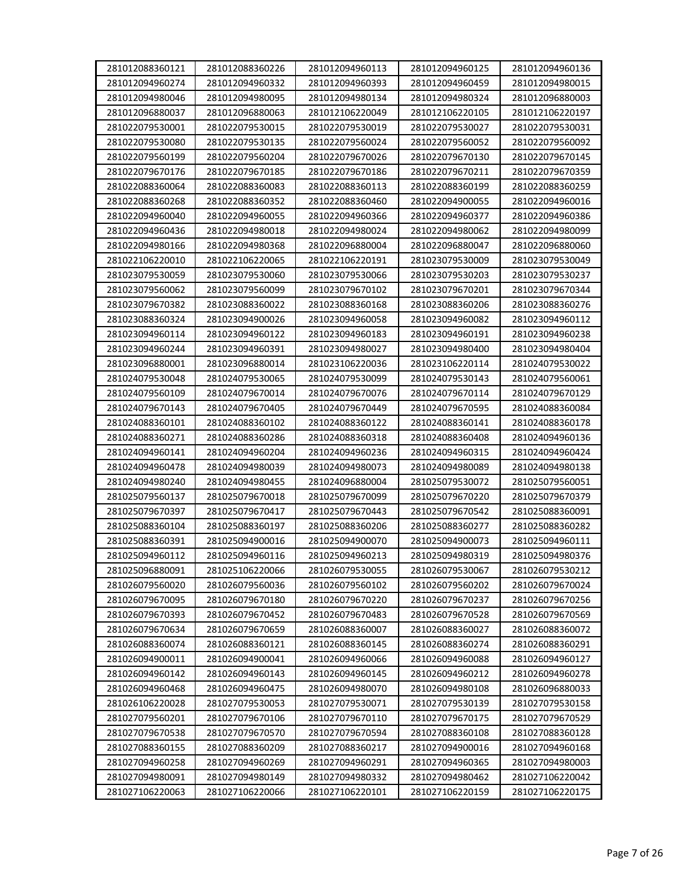| 281012088360121 | 281012088360226 | 281012094960113 | 281012094960125 | 281012094960136 |
|---|---|---|---|---|
| 281012094960274 | 281012094960332 | 281012094960393 | 281012094960459 | 281012094980015 |
| 281012094980046 | 281012094980095 | 281012094980134 | 281012094980324 | 281012096880003 |
| 281012096880037 | 281012096880063 | 281012106220049 | 281012106220105 | 281012106220197 |
| 281022079530001 | 281022079530015 | 281022079530019 | 281022079530027 | 281022079530031 |
| 281022079530080 | 281022079530135 | 281022079560024 | 281022079560052 | 281022079560092 |
| 281022079560199 | 281022079560204 | 281022079670026 | 281022079670130 | 281022079670145 |
| 281022079670176 | 281022079670185 | 281022079670186 | 281022079670211 | 281022079670359 |
| 281022088360064 | 281022088360083 | 281022088360113 | 281022088360199 | 281022088360259 |
| 281022088360268 | 281022088360352 | 281022088360460 | 281022094900055 | 281022094960016 |
| 281022094960040 | 281022094960055 | 281022094960366 | 281022094960377 | 281022094960386 |
| 281022094960436 | 281022094980018 | 281022094980024 | 281022094980062 | 281022094980099 |
| 281022094980166 | 281022094980368 | 281022096880004 | 281022096880047 | 281022096880060 |
| 281022106220010 | 281022106220065 | 281022106220191 | 281023079530009 | 281023079530049 |
| 281023079530059 | 281023079530060 | 281023079530066 | 281023079530203 | 281023079530237 |
| 281023079560062 | 281023079560099 | 281023079670102 | 281023079670201 | 281023079670344 |
| 281023079670382 | 281023088360022 | 281023088360168 | 281023088360206 | 281023088360276 |
| 281023088360324 | 281023094900026 | 281023094960058 | 281023094960082 | 281023094960112 |
| 281023094960114 | 281023094960122 | 281023094960183 | 281023094960191 | 281023094960238 |
| 281023094960244 | 281023094960391 | 281023094980027 | 281023094980400 | 281023094980404 |
| 281023096880001 | 281023096880014 | 281023106220036 | 281023106220114 | 281024079530022 |
| 281024079530048 | 281024079530065 | 281024079530099 | 281024079530143 | 281024079560061 |
| 281024079560109 | 281024079670014 | 281024079670076 | 281024079670114 | 281024079670129 |
| 281024079670143 | 281024079670405 | 281024079670449 | 281024079670595 | 281024088360084 |
| 281024088360101 | 281024088360102 | 281024088360122 | 281024088360141 | 281024088360178 |
| 281024088360271 | 281024088360286 | 281024088360318 | 281024088360408 | 281024094960136 |
| 281024094960141 | 281024094960204 | 281024094960236 | 281024094960315 | 281024094960424 |
| 281024094960478 | 281024094980039 | 281024094980073 | 281024094980089 | 281024094980138 |
| 281024094980240 | 281024094980455 | 281024096880004 | 281025079530072 | 281025079560051 |
| 281025079560137 | 281025079670018 | 281025079670099 | 281025079670220 | 281025079670379 |
| 281025079670397 | 281025079670417 | 281025079670443 | 281025079670542 | 281025088360091 |
| 281025088360104 | 281025088360197 | 281025088360206 | 281025088360277 | 281025088360282 |
| 281025088360391 | 281025094900016 | 281025094900070 | 281025094900073 | 281025094960111 |
| 281025094960112 | 281025094960116 | 281025094960213 | 281025094980319 | 281025094980376 |
| 281025096880091 | 281025106220066 | 281026079530055 | 281026079530067 | 281026079530212 |
| 281026079560020 | 281026079560036 | 281026079560102 | 281026079560202 | 281026079670024 |
| 281026079670095 | 281026079670180 | 281026079670220 | 281026079670237 | 281026079670256 |
| 281026079670393 | 281026079670452 | 281026079670483 | 281026079670528 | 281026079670569 |
| 281026079670634 | 281026079670659 | 281026088360007 | 281026088360027 | 281026088360072 |
| 281026088360074 | 281026088360121 | 281026088360145 | 281026088360274 | 281026088360291 |
| 281026094900011 | 281026094900041 | 281026094960066 | 281026094960088 | 281026094960127 |
| 281026094960142 | 281026094960143 | 281026094960145 | 281026094960212 | 281026094960278 |
| 281026094960468 | 281026094960475 | 281026094980070 | 281026094980108 | 281026096880033 |
| 281026106220028 | 281027079530053 | 281027079530071 | 281027079530139 | 281027079530158 |
| 281027079560201 | 281027079670106 | 281027079670110 | 281027079670175 | 281027079670529 |
| 281027079670538 | 281027079670570 | 281027079670594 | 281027088360108 | 281027088360128 |
| 281027088360155 | 281027088360209 | 281027088360217 | 281027094900016 | 281027094960168 |
| 281027094960258 | 281027094960269 | 281027094960291 | 281027094960365 | 281027094980003 |
| 281027094980091 | 281027094980149 | 281027094980332 | 281027094980462 | 281027106220042 |
| 281027106220063 | 281027106220066 | 281027106220101 | 281027106220159 | 281027106220175 |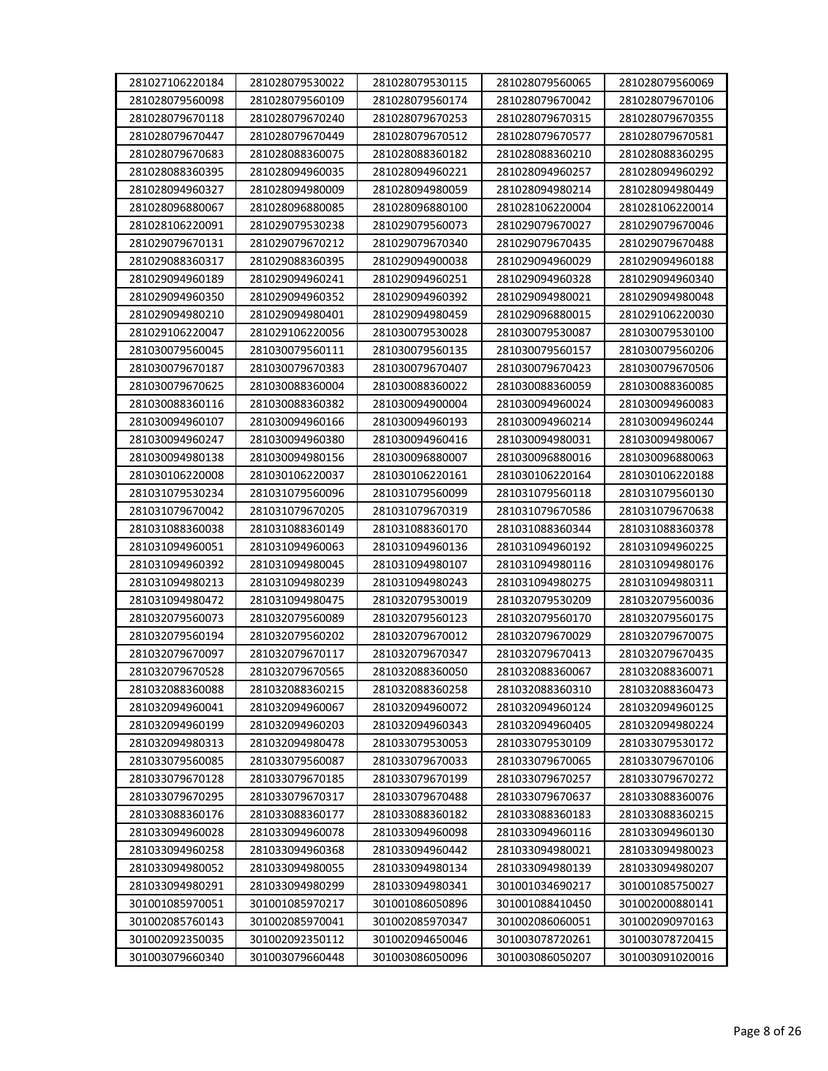| 281027106220184 | 281028079530022 | 281028079530115 | 281028079560065 | 281028079560069 |
|---|---|---|---|---|
| 281028079560098 | 281028079560109 | 281028079560174 | 281028079670042 | 281028079670106 |
| 281028079670118 | 281028079670240 | 281028079670253 | 281028079670315 | 281028079670355 |
| 281028079670447 | 281028079670449 | 281028079670512 | 281028079670577 | 281028079670581 |
| 281028079670683 | 281028088360075 | 281028088360182 | 281028088360210 | 281028088360295 |
| 281028088360395 | 281028094960035 | 281028094960221 | 281028094960257 | 281028094960292 |
| 281028094960327 | 281028094980009 | 281028094980059 | 281028094980214 | 281028094980449 |
| 281028096880067 | 281028096880085 | 281028096880100 | 281028106220004 | 281028106220014 |
| 281028106220091 | 281029079530238 | 281029079560073 | 281029079670027 | 281029079670046 |
| 281029079670131 | 281029079670212 | 281029079670340 | 281029079670435 | 281029079670488 |
| 281029088360317 | 281029088360395 | 281029094900038 | 281029094960029 | 281029094960188 |
| 281029094960189 | 281029094960241 | 281029094960251 | 281029094960328 | 281029094960340 |
| 281029094960350 | 281029094960352 | 281029094960392 | 281029094980021 | 281029094980048 |
| 281029094980210 | 281029094980401 | 281029094980459 | 281029096880015 | 281029106220030 |
| 281029106220047 | 281029106220056 | 281030079530028 | 281030079530087 | 281030079530100 |
| 281030079560045 | 281030079560111 | 281030079560135 | 281030079560157 | 281030079560206 |
| 281030079670187 | 281030079670383 | 281030079670407 | 281030079670423 | 281030079670506 |
| 281030079670625 | 281030088360004 | 281030088360022 | 281030088360059 | 281030088360085 |
| 281030088360116 | 281030088360382 | 281030094900004 | 281030094960024 | 281030094960083 |
| 281030094960107 | 281030094960166 | 281030094960193 | 281030094960214 | 281030094960244 |
| 281030094960247 | 281030094960380 | 281030094960416 | 281030094980031 | 281030094980067 |
| 281030094980138 | 281030094980156 | 281030096880007 | 281030096880016 | 281030096880063 |
| 281030106220008 | 281030106220037 | 281030106220161 | 281030106220164 | 281030106220188 |
| 281031079530234 | 281031079560096 | 281031079560099 | 281031079560118 | 281031079560130 |
| 281031079670042 | 281031079670205 | 281031079670319 | 281031079670586 | 281031079670638 |
| 281031088360038 | 281031088360149 | 281031088360170 | 281031088360344 | 281031088360378 |
| 281031094960051 | 281031094960063 | 281031094960136 | 281031094960192 | 281031094960225 |
| 281031094960392 | 281031094980045 | 281031094980107 | 281031094980116 | 281031094980176 |
| 281031094980213 | 281031094980239 | 281031094980243 | 281031094980275 | 281031094980311 |
| 281031094980472 | 281031094980475 | 281032079530019 | 281032079530209 | 281032079560036 |
| 281032079560073 | 281032079560089 | 281032079560123 | 281032079560170 | 281032079560175 |
| 281032079560194 | 281032079560202 | 281032079670012 | 281032079670029 | 281032079670075 |
| 281032079670097 | 281032079670117 | 281032079670347 | 281032079670413 | 281032079670435 |
| 281032079670528 | 281032079670565 | 281032088360050 | 281032088360067 | 281032088360071 |
| 281032088360088 | 281032088360215 | 281032088360258 | 281032088360310 | 281032088360473 |
| 281032094960041 | 281032094960067 | 281032094960072 | 281032094960124 | 281032094960125 |
| 281032094960199 | 281032094960203 | 281032094960343 | 281032094960405 | 281032094980224 |
| 281032094980313 | 281032094980478 | 281033079530053 | 281033079530109 | 281033079530172 |
| 281033079560085 | 281033079560087 | 281033079670033 | 281033079670065 | 281033079670106 |
| 281033079670128 | 281033079670185 | 281033079670199 | 281033079670257 | 281033079670272 |
| 281033079670295 | 281033079670317 | 281033079670488 | 281033079670637 | 281033088360076 |
| 281033088360176 | 281033088360177 | 281033088360182 | 281033088360183 | 281033088360215 |
| 281033094960028 | 281033094960078 | 281033094960098 | 281033094960116 | 281033094960130 |
| 281033094960258 | 281033094960368 | 281033094960442 | 281033094980021 | 281033094980023 |
| 281033094980052 | 281033094980055 | 281033094980134 | 281033094980139 | 281033094980207 |
| 281033094980291 | 281033094980299 | 281033094980341 | 301001034690217 | 301001085750027 |
| 301001085970051 | 301001085970217 | 301001086050896 | 301001088410450 | 301002000880141 |
| 301002085760143 | 301002085970041 | 301002085970347 | 301002086060051 | 301002090970163 |
| 301002092350035 | 301002092350112 | 301002094650046 | 301003078720261 | 301003078720415 |
| 301003079660340 | 301003079660448 | 301003086050096 | 301003086050207 | 301003091020016 |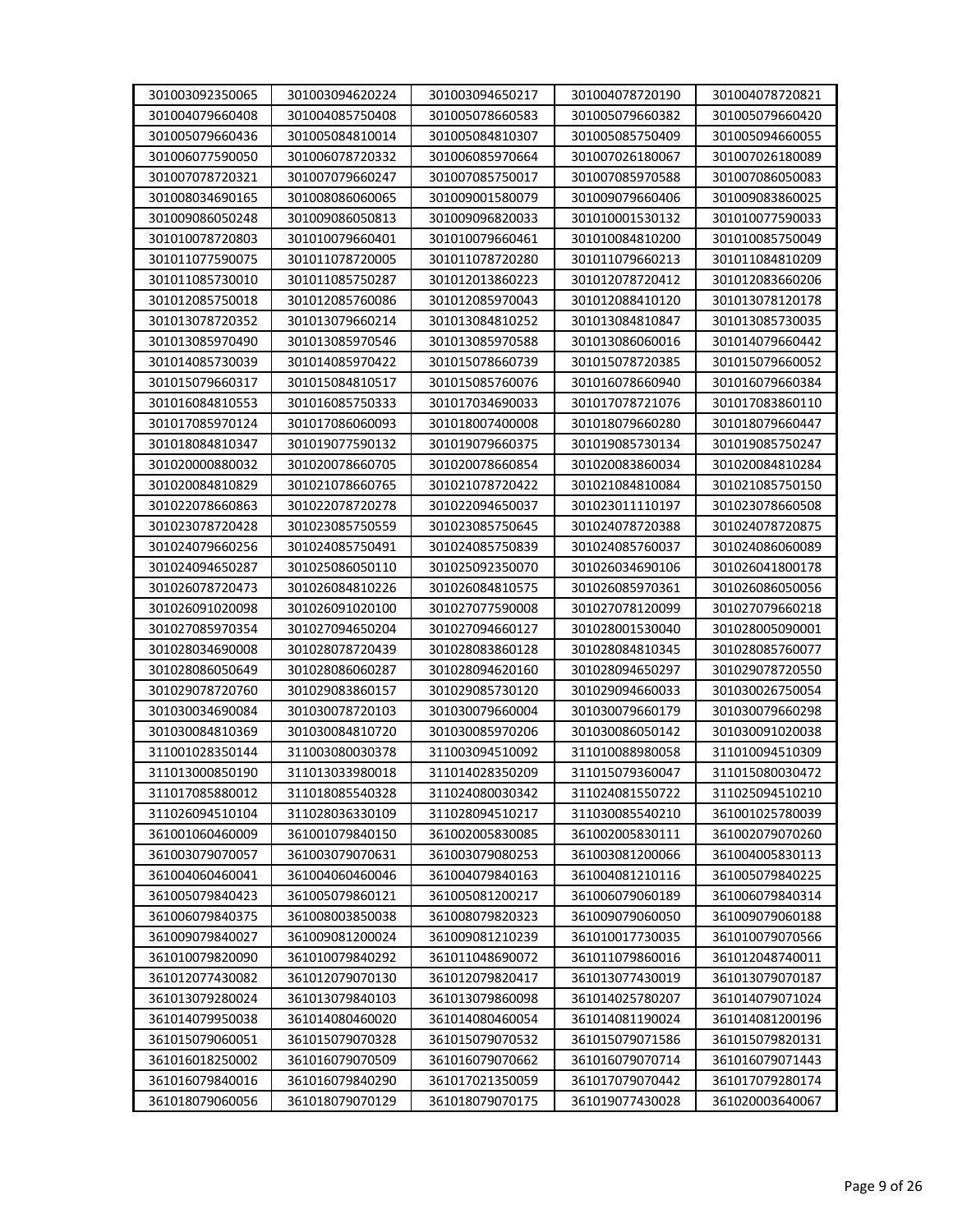| 301003092350065 | 301003094620224 | 301003094650217 | 301004078720190 | 301004078720821 |
|---|---|---|---|---|
| 301004079660408 | 301004085750408 | 301005078660583 | 301005079660382 | 301005079660420 |
| 301005079660436 | 301005084810014 | 301005084810307 | 301005085750409 | 301005094660055 |
| 301006077590050 | 301006078720332 | 301006085970664 | 301007026180067 | 301007026180089 |
| 301007078720321 | 301007079660247 | 301007085750017 | 301007085970588 | 301007086050083 |
| 301008034690165 | 301008086060065 | 301009001580079 | 301009079660406 | 301009083860025 |
| 301009086050248 | 301009086050813 | 301009096820033 | 301010001530132 | 301010077590033 |
| 301010078720803 | 301010079660401 | 301010079660461 | 301010084810200 | 301010085750049 |
| 301011077590075 | 301011078720005 | 301011078720280 | 301011079660213 | 301011084810209 |
| 301011085730010 | 301011085750287 | 301012013860223 | 301012078720412 | 301012083660206 |
| 301012085750018 | 301012085760086 | 301012085970043 | 301012088410120 | 301013078120178 |
| 301013078720352 | 301013079660214 | 301013084810252 | 301013084810847 | 301013085730035 |
| 301013085970490 | 301013085970546 | 301013085970588 | 301013086060016 | 301014079660442 |
| 301014085730039 | 301014085970422 | 301015078660739 | 301015078720385 | 301015079660052 |
| 301015079660317 | 301015084810517 | 301015085760076 | 301016078660940 | 301016079660384 |
| 301016084810553 | 301016085750333 | 301017034690033 | 301017078721076 | 301017083860110 |
| 301017085970124 | 301017086060093 | 301018007400008 | 301018079660280 | 301018079660447 |
| 301018084810347 | 301019077590132 | 301019079660375 | 301019085730134 | 301019085750247 |
| 301020000880032 | 301020078660705 | 301020078660854 | 301020083860034 | 301020084810284 |
| 301020084810829 | 301021078660765 | 301021078720422 | 301021084810084 | 301021085750150 |
| 301022078660863 | 301022078720278 | 301022094650037 | 301023011110197 | 301023078660508 |
| 301023078720428 | 301023085750559 | 301023085750645 | 301024078720388 | 301024078720875 |
| 301024079660256 | 301024085750491 | 301024085750839 | 301024085760037 | 301024086060089 |
| 301024094650287 | 301025086050110 | 301025092350070 | 301026034690106 | 301026041800178 |
| 301026078720473 | 301026084810226 | 301026084810575 | 301026085970361 | 301026086050056 |
| 301026091020098 | 301026091020100 | 301027077590008 | 301027078120099 | 301027079660218 |
| 301027085970354 | 301027094650204 | 301027094660127 | 301028001530040 | 301028005090001 |
| 301028034690008 | 301028078720439 | 301028083860128 | 301028084810345 | 301028085760077 |
| 301028086050649 | 301028086060287 | 301028094620160 | 301028094650297 | 301029078720550 |
| 301029078720760 | 301029083860157 | 301029085730120 | 301029094660033 | 301030026750054 |
| 301030034690084 | 301030078720103 | 301030079660004 | 301030079660179 | 301030079660298 |
| 301030084810369 | 301030084810720 | 301030085970206 | 301030086050142 | 301030091020038 |
| 311001028350144 | 311003080030378 | 311003094510092 | 311010088980058 | 311010094510309 |
| 311013000850190 | 311013033980018 | 311014028350209 | 311015079360047 | 311015080030472 |
| 311017085880012 | 311018085540328 | 311024080030342 | 311024081550722 | 311025094510210 |
| 311026094510104 | 311028036330109 | 311028094510217 | 311030085540210 | 361001025780039 |
| 361001060460009 | 361001079840150 | 361002005830085 | 361002005830111 | 361002079070260 |
| 361003079070057 | 361003079070631 | 361003079080253 | 361003081200066 | 361004005830113 |
| 361004060460041 | 361004060460046 | 361004079840163 | 361004081210116 | 361005079840225 |
| 361005079840423 | 361005079860121 | 361005081200217 | 361006079060189 | 361006079840314 |
| 361006079840375 | 361008003850038 | 361008079820323 | 361009079060050 | 361009079060188 |
| 361009079840027 | 361009081200024 | 361009081210239 | 361010017730035 | 361010079070566 |
| 361010079820090 | 361010079840292 | 361011048690072 | 361011079860016 | 361012048740011 |
| 361012077430082 | 361012079070130 | 361012079820417 | 361013077430019 | 361013079070187 |
| 361013079280024 | 361013079840103 | 361013079860098 | 361014025780207 | 361014079071024 |
| 361014079950038 | 361014080460020 | 361014080460054 | 361014081190024 | 361014081200196 |
| 361015079060051 | 361015079070328 | 361015079070532 | 361015079071586 | 361015079820131 |
| 361016018250002 | 361016079070509 | 361016079070662 | 361016079070714 | 361016079071443 |
| 361016079840016 | 361016079840290 | 361017021350059 | 361017079070442 | 361017079280174 |
| 361018079060056 | 361018079070129 | 361018079070175 | 361019077430028 | 361020003640067 |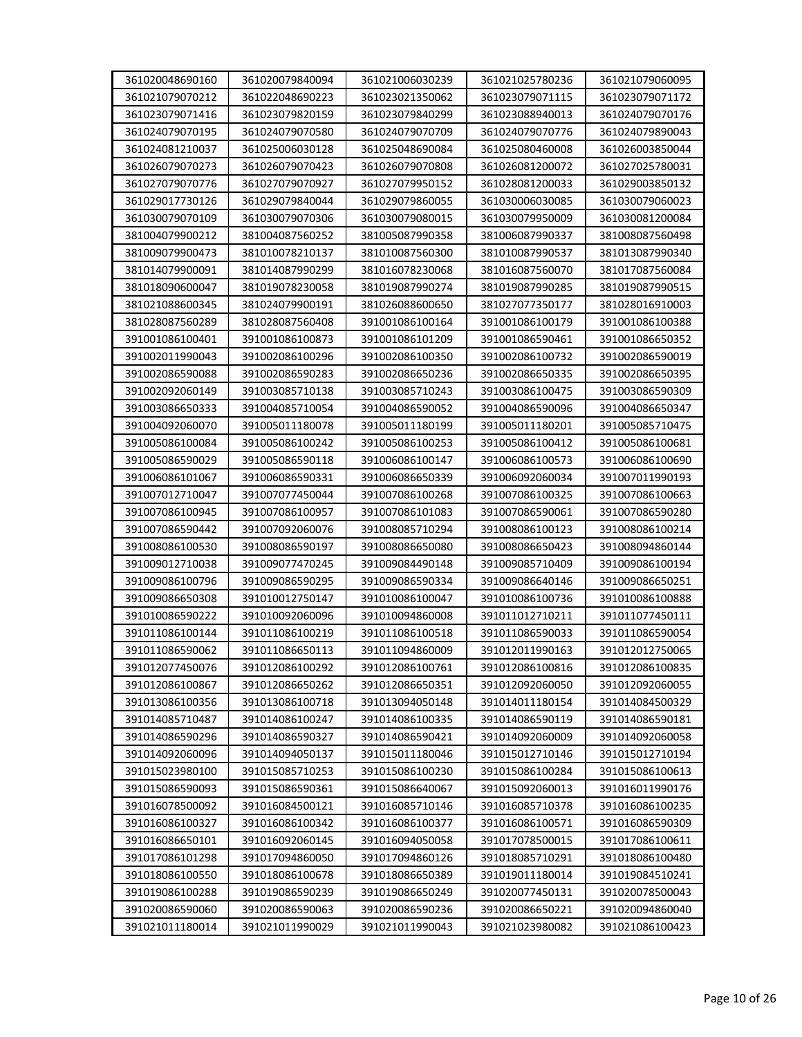| 361020048690160 | 361020079840094 | 361021006030239 | 361021025780236 | 361021079060095 |
|---|---|---|---|---|
| 361021079070212 | 361022048690223 | 361023021350062 | 361023079071115 | 361023079071172 |
| 361023079071416 | 361023079820159 | 361023079840299 | 361023088940013 | 361024079070176 |
| 361024079070195 | 361024079070580 | 361024079070709 | 361024079070776 | 361024079890043 |
| 361024081210037 | 361025006030128 | 361025048690084 | 361025080460008 | 361026003850044 |
| 361026079070273 | 361026079070423 | 361026079070808 | 361026081200072 | 361027025780031 |
| 361027079070776 | 361027079070927 | 361027079950152 | 361028081200033 | 361029003850132 |
| 361029017730126 | 361029079840044 | 361029079860055 | 361030006030085 | 361030079060023 |
| 361030079070109 | 361030079070306 | 361030079080015 | 361030079950009 | 361030081200084 |
| 381004079900212 | 381004087560252 | 381005087990358 | 381006087990337 | 381008087560498 |
| 381009079900473 | 381010078210137 | 381010087560300 | 381010087990537 | 381013087990340 |
| 381014079900091 | 381014087990299 | 381016078230068 | 381016087560070 | 381017087560084 |
| 381018090600047 | 381019078230058 | 381019087990274 | 381019087990285 | 381019087990515 |
| 381021088600345 | 381024079900191 | 381026088600650 | 381027077350177 | 381028016910003 |
| 381028087560289 | 381028087560408 | 391001086100164 | 391001086100179 | 391001086100388 |
| 391001086100401 | 391001086100873 | 391001086101209 | 391001086590461 | 391001086650352 |
| 391002011990043 | 391002086100296 | 391002086100350 | 391002086100732 | 391002086590019 |
| 391002086590088 | 391002086590283 | 391002086650236 | 391002086650335 | 391002086650395 |
| 391002092060149 | 391003085710138 | 391003085710243 | 391003086100475 | 391003086590309 |
| 391003086650333 | 391004085710054 | 391004086590052 | 391004086590096 | 391004086650347 |
| 391004092060070 | 391005011180078 | 391005011180199 | 391005011180201 | 391005085710475 |
| 391005086100084 | 391005086100242 | 391005086100253 | 391005086100412 | 391005086100681 |
| 391005086590029 | 391005086590118 | 391006086100147 | 391006086100573 | 391006086100690 |
| 391006086101067 | 391006086590331 | 391006086650339 | 391006092060034 | 391007011990193 |
| 391007012710047 | 391007077450044 | 391007086100268 | 391007086100325 | 391007086100663 |
| 391007086100945 | 391007086100957 | 391007086101083 | 391007086590061 | 391007086590280 |
| 391007086590442 | 391007092060076 | 391008085710294 | 391008086100123 | 391008086100214 |
| 391008086100530 | 391008086590197 | 391008086650080 | 391008086650423 | 391008094860144 |
| 391009012710038 | 391009077470245 | 391009084490148 | 391009085710409 | 391009086100194 |
| 391009086100796 | 391009086590295 | 391009086590334 | 391009086640146 | 391009086650251 |
| 391009086650308 | 391010012750147 | 391010086100047 | 391010086100736 | 391010086100888 |
| 391010086590222 | 391010092060096 | 391010094860008 | 391011012710211 | 391011077450111 |
| 391011086100144 | 391011086100219 | 391011086100518 | 391011086590033 | 391011086590054 |
| 391011086590062 | 391011086650113 | 391011094860009 | 391012011990163 | 391012012750065 |
| 391012077450076 | 391012086100292 | 391012086100761 | 391012086100816 | 391012086100835 |
| 391012086100867 | 391012086650262 | 391012086650351 | 391012092060050 | 391012092060055 |
| 391013086100356 | 391013086100718 | 391013094050148 | 391014011180154 | 391014084500329 |
| 391014085710487 | 391014086100247 | 391014086100335 | 391014086590119 | 391014086590181 |
| 391014086590296 | 391014086590327 | 391014086590421 | 391014092060009 | 391014092060058 |
| 391014092060096 | 391014094050137 | 391015011180046 | 391015012710146 | 391015012710194 |
| 391015023980100 | 391015085710253 | 391015086100230 | 391015086100284 | 391015086100613 |
| 391015086590093 | 391015086590361 | 391015086640067 | 391015092060013 | 391016011990176 |
| 391016078500092 | 391016084500121 | 391016085710146 | 391016085710378 | 391016086100235 |
| 391016086100327 | 391016086100342 | 391016086100377 | 391016086100571 | 391016086590309 |
| 391016086650101 | 391016092060145 | 391016094050058 | 391017078500015 | 391017086100611 |
| 391017086101298 | 391017094860050 | 391017094860126 | 391018085710291 | 391018086100480 |
| 391018086100550 | 391018086100678 | 391018086650389 | 391019011180014 | 391019084510241 |
| 391019086100288 | 391019086590239 | 391019086650249 | 391020077450131 | 391020078500043 |
| 391020086590060 | 391020086590063 | 391020086590236 | 391020086650221 | 391020094860040 |
| 391021011180014 | 391021011990029 | 391021011990043 | 391021023980082 | 391021086100423 |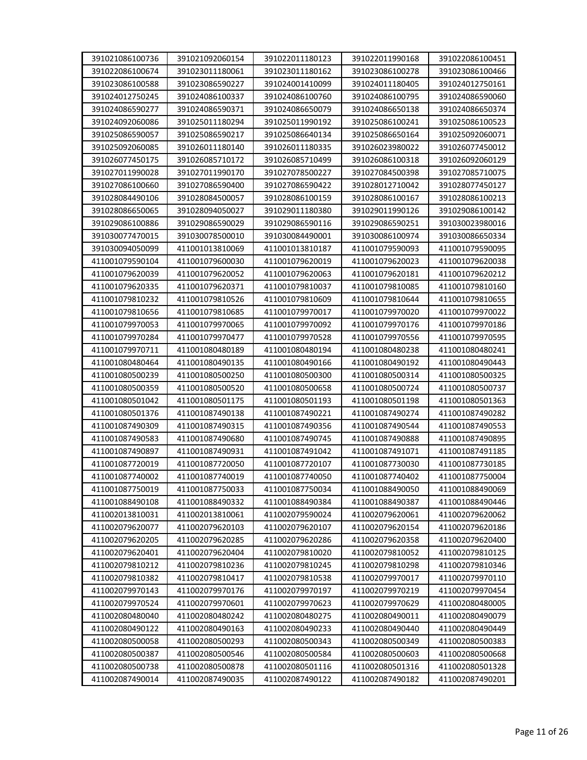| | | | | |
|---|---|---|---|---|
| 391021086100736 | 391021092060154 | 391022011180123 | 391022011990168 | 391022086100451 |
| 391022086100674 | 391023011180061 | 391023011180162 | 391023086100278 | 391023086100466 |
| 391023086100588 | 391023086590227 | 391024001410099 | 391024011180405 | 391024012750161 |
| 391024012750245 | 391024086100337 | 391024086100760 | 391024086100795 | 391024086590060 |
| 391024086590277 | 391024086590371 | 391024086650079 | 391024086650138 | 391024086650374 |
| 391024092060086 | 391025011180294 | 391025011990192 | 391025086100241 | 391025086100523 |
| 391025086590057 | 391025086590217 | 391025086640134 | 391025086650164 | 391025092060071 |
| 391025092060085 | 391026011180140 | 391026011180335 | 391026023980022 | 391026077450012 |
| 391026077450175 | 391026085710172 | 391026085710499 | 391026086100318 | 391026092060129 |
| 391027011990028 | 391027011990170 | 391027078500227 | 391027084500398 | 391027085710075 |
| 391027086100660 | 391027086590400 | 391027086590422 | 391028012710042 | 391028077450127 |
| 391028084490106 | 391028084500057 | 391028086100159 | 391028086100167 | 391028086100213 |
| 391028086650065 | 391028094050027 | 391029011180380 | 391029011990126 | 391029086100142 |
| 391029086100886 | 391029086590029 | 391029086590116 | 391029086590251 | 391030023980016 |
| 391030077470015 | 391030078500010 | 391030084490001 | 391030086100974 | 391030086650334 |
| 391030094050099 | 411001013810069 | 411001013810187 | 411001079590093 | 411001079590095 |
| 411001079590104 | 411001079600030 | 411001079620019 | 411001079620023 | 411001079620038 |
| 411001079620039 | 411001079620052 | 411001079620063 | 411001079620181 | 411001079620212 |
| 411001079620335 | 411001079620371 | 411001079810037 | 411001079810085 | 411001079810160 |
| 411001079810232 | 411001079810526 | 411001079810609 | 411001079810644 | 411001079810655 |
| 411001079810656 | 411001079810685 | 411001079970017 | 411001079970020 | 411001079970022 |
| 411001079970053 | 411001079970065 | 411001079970092 | 411001079970176 | 411001079970186 |
| 411001079970284 | 411001079970477 | 411001079970528 | 411001079970556 | 411001079970595 |
| 411001079970711 | 411001080480189 | 411001080480194 | 411001080480238 | 411001080480241 |
| 411001080480464 | 411001080490135 | 411001080490166 | 411001080490192 | 411001080490443 |
| 411001080500239 | 411001080500250 | 411001080500300 | 411001080500314 | 411001080500325 |
| 411001080500359 | 411001080500520 | 411001080500658 | 411001080500724 | 411001080500737 |
| 411001080501042 | 411001080501175 | 411001080501193 | 411001080501198 | 411001080501363 |
| 411001080501376 | 411001087490138 | 411001087490221 | 411001087490274 | 411001087490282 |
| 411001087490309 | 411001087490315 | 411001087490356 | 411001087490544 | 411001087490553 |
| 411001087490583 | 411001087490680 | 411001087490745 | 411001087490888 | 411001087490895 |
| 411001087490897 | 411001087490931 | 411001087491042 | 411001087491071 | 411001087491185 |
| 411001087720019 | 411001087720050 | 411001087720107 | 411001087730030 | 411001087730185 |
| 411001087740002 | 411001087740019 | 411001087740050 | 411001087740402 | 411001087750004 |
| 411001087750019 | 411001087750033 | 411001087750034 | 411001088490050 | 411001088490069 |
| 411001088490108 | 411001088490332 | 411001088490384 | 411001088490387 | 411001088490446 |
| 411002013810031 | 411002013810061 | 411002079590024 | 411002079620061 | 411002079620062 |
| 411002079620077 | 411002079620103 | 411002079620107 | 411002079620154 | 411002079620186 |
| 411002079620205 | 411002079620285 | 411002079620286 | 411002079620358 | 411002079620400 |
| 411002079620401 | 411002079620404 | 411002079810020 | 411002079810052 | 411002079810125 |
| 411002079810212 | 411002079810236 | 411002079810245 | 411002079810298 | 411002079810346 |
| 411002079810382 | 411002079810417 | 411002079810538 | 411002079970017 | 411002079970110 |
| 411002079970143 | 411002079970176 | 411002079970197 | 411002079970219 | 411002079970454 |
| 411002079970524 | 411002079970601 | 411002079970623 | 411002079970629 | 411002080480005 |
| 411002080480040 | 411002080480242 | 411002080480275 | 411002080490011 | 411002080490079 |
| 411002080490122 | 411002080490163 | 411002080490233 | 411002080490440 | 411002080490449 |
| 411002080500058 | 411002080500293 | 411002080500343 | 411002080500349 | 411002080500383 |
| 411002080500387 | 411002080500546 | 411002080500584 | 411002080500603 | 411002080500668 |
| 411002080500738 | 411002080500878 | 411002080501116 | 411002080501316 | 411002080501328 |
| 411002087490014 | 411002087490035 | 411002087490122 | 411002087490182 | 411002087490201 |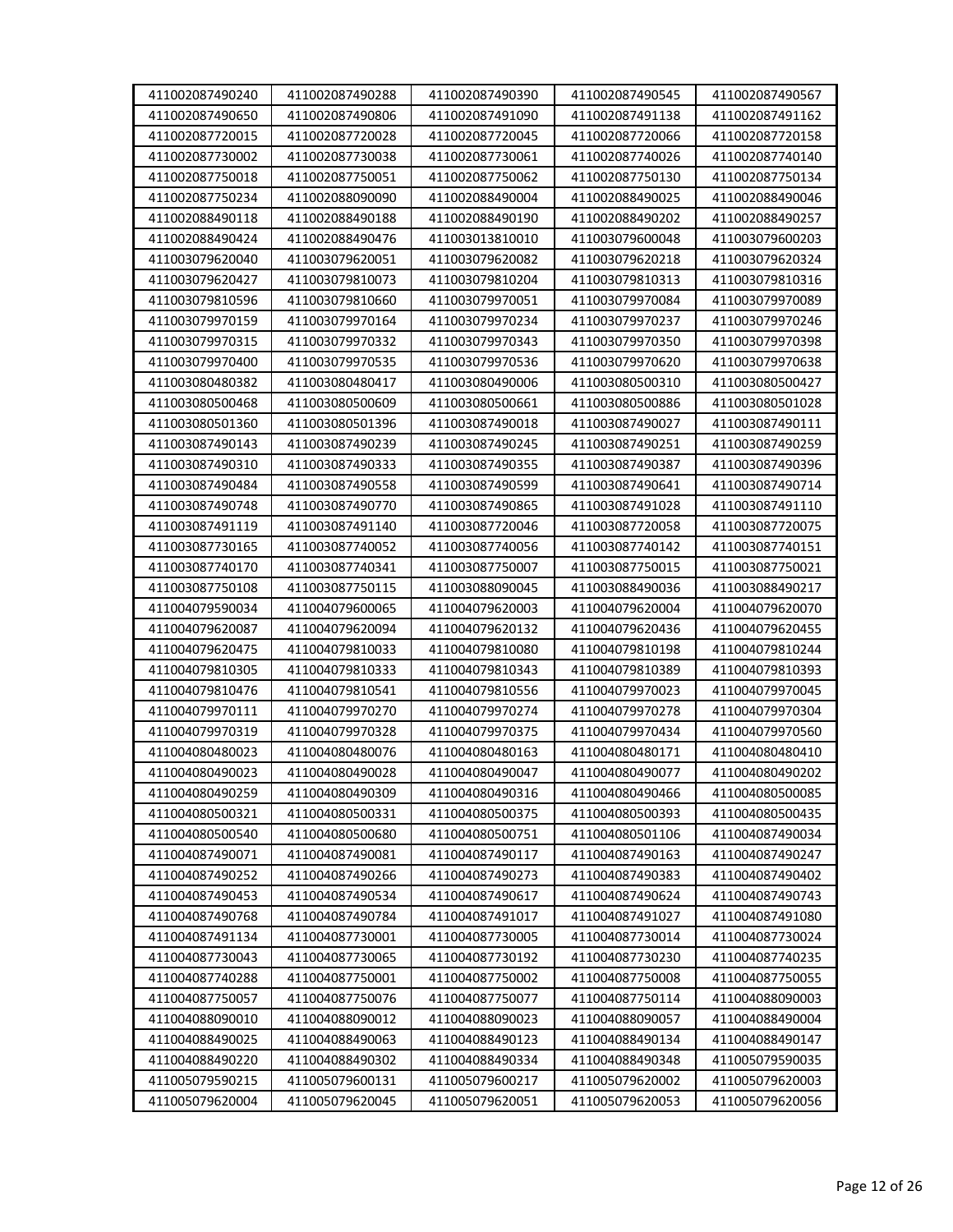| 411002087490240 | 411002087490288 | 411002087490390 | 411002087490545 | 411002087490567 |
|---|---|---|---|---|
| 411002087490650 | 411002087490806 | 411002087491090 | 411002087491138 | 411002087491162 |
| 411002087720015 | 411002087720028 | 411002087720045 | 411002087720066 | 411002087720158 |
| 411002087730002 | 411002087730038 | 411002087730061 | 411002087740026 | 411002087740140 |
| 411002087750018 | 411002087750051 | 411002087750062 | 411002087750130 | 411002087750134 |
| 411002087750234 | 411002088090090 | 411002088490004 | 411002088490025 | 411002088490046 |
| 411002088490118 | 411002088490188 | 411002088490190 | 411002088490202 | 411002088490257 |
| 411002088490424 | 411002088490476 | 411003013810010 | 411003079600048 | 411003079600203 |
| 411003079620040 | 411003079620051 | 411003079620082 | 411003079620218 | 411003079620324 |
| 411003079620427 | 411003079810073 | 411003079810204 | 411003079810313 | 411003079810316 |
| 411003079810596 | 411003079810660 | 411003079970051 | 411003079970084 | 411003079970089 |
| 411003079970159 | 411003079970164 | 411003079970234 | 411003079970237 | 411003079970246 |
| 411003079970315 | 411003079970332 | 411003079970343 | 411003079970350 | 411003079970398 |
| 411003079970400 | 411003079970535 | 411003079970536 | 411003079970620 | 411003079970638 |
| 411003080480382 | 411003080480417 | 411003080490006 | 411003080500310 | 411003080500427 |
| 411003080500468 | 411003080500609 | 411003080500661 | 411003080500886 | 411003080501028 |
| 411003080501360 | 411003080501396 | 411003087490018 | 411003087490027 | 411003087490111 |
| 411003087490143 | 411003087490239 | 411003087490245 | 411003087490251 | 411003087490259 |
| 411003087490310 | 411003087490333 | 411003087490355 | 411003087490387 | 411003087490396 |
| 411003087490484 | 411003087490558 | 411003087490599 | 411003087490641 | 411003087490714 |
| 411003087490748 | 411003087490770 | 411003087490865 | 411003087491028 | 411003087491110 |
| 411003087491119 | 411003087491140 | 411003087720046 | 411003087720058 | 411003087720075 |
| 411003087730165 | 411003087740052 | 411003087740056 | 411003087740142 | 411003087740151 |
| 411003087740170 | 411003087740341 | 411003087750007 | 411003087750015 | 411003087750021 |
| 411003087750108 | 411003087750115 | 411003088090045 | 411003088490036 | 411003088490217 |
| 411004079590034 | 411004079600065 | 411004079620003 | 411004079620004 | 411004079620070 |
| 411004079620087 | 411004079620094 | 411004079620132 | 411004079620436 | 411004079620455 |
| 411004079620475 | 411004079810033 | 411004079810080 | 411004079810198 | 411004079810244 |
| 411004079810305 | 411004079810333 | 411004079810343 | 411004079810389 | 411004079810393 |
| 411004079810476 | 411004079810541 | 411004079810556 | 411004079970023 | 411004079970045 |
| 411004079970111 | 411004079970270 | 411004079970274 | 411004079970278 | 411004079970304 |
| 411004079970319 | 411004079970328 | 411004079970375 | 411004079970434 | 411004079970560 |
| 411004080480023 | 411004080480076 | 411004080480163 | 411004080480171 | 411004080480410 |
| 411004080490023 | 411004080490028 | 411004080490047 | 411004080490077 | 411004080490202 |
| 411004080490259 | 411004080490309 | 411004080490316 | 411004080490466 | 411004080500085 |
| 411004080500321 | 411004080500331 | 411004080500375 | 411004080500393 | 411004080500435 |
| 411004080500540 | 411004080500680 | 411004080500751 | 411004080501106 | 411004087490034 |
| 411004087490071 | 411004087490081 | 411004087490117 | 411004087490163 | 411004087490247 |
| 411004087490252 | 411004087490266 | 411004087490273 | 411004087490383 | 411004087490402 |
| 411004087490453 | 411004087490534 | 411004087490617 | 411004087490624 | 411004087490743 |
| 411004087490768 | 411004087490784 | 411004087491017 | 411004087491027 | 411004087491080 |
| 411004087491134 | 411004087730001 | 411004087730005 | 411004087730014 | 411004087730024 |
| 411004087730043 | 411004087730065 | 411004087730192 | 411004087730230 | 411004087740235 |
| 411004087740288 | 411004087750001 | 411004087750002 | 411004087750008 | 411004087750055 |
| 411004087750057 | 411004087750076 | 411004087750077 | 411004087750114 | 411004088090003 |
| 411004088090010 | 411004088090012 | 411004088090023 | 411004088090057 | 411004088490004 |
| 411004088490025 | 411004088490063 | 411004088490123 | 411004088490134 | 411004088490147 |
| 411004088490220 | 411004088490302 | 411004088490334 | 411004088490348 | 411005079590035 |
| 411005079590215 | 411005079600131 | 411005079600217 | 411005079620002 | 411005079620003 |
| 411005079620004 | 411005079620045 | 411005079620051 | 411005079620053 | 411005079620056 |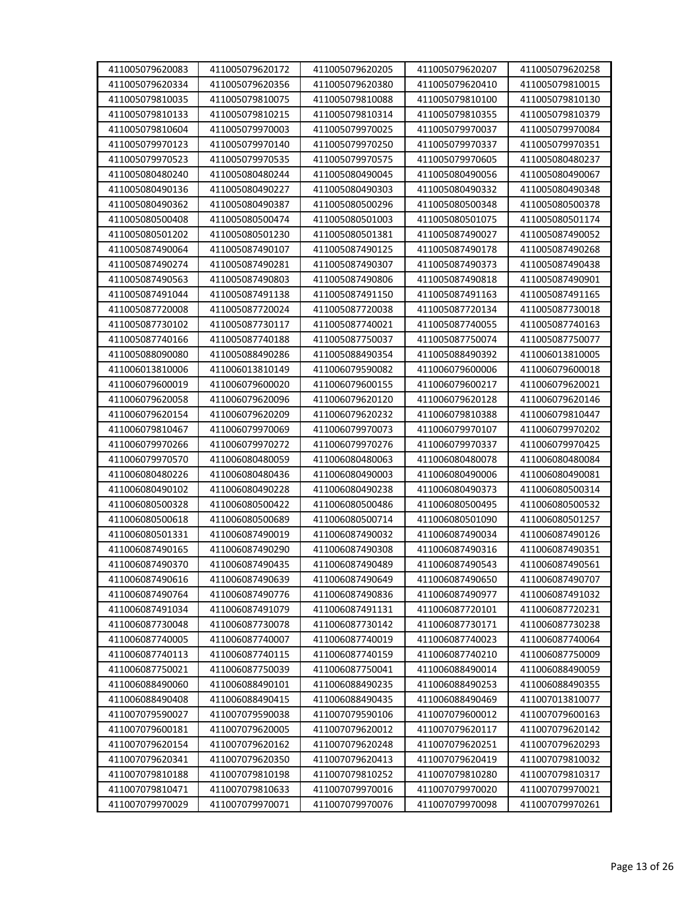| 411005079620083 | 411005079620172 | 411005079620205 | 411005079620207 | 411005079620258 |
|---|---|---|---|---|
| 411005079620334 | 411005079620356 | 411005079620380 | 411005079620410 | 411005079810015 |
| 411005079810035 | 411005079810075 | 411005079810088 | 411005079810100 | 411005079810130 |
| 411005079810133 | 411005079810215 | 411005079810314 | 411005079810355 | 411005079810379 |
| 411005079810604 | 411005079970003 | 411005079970025 | 411005079970037 | 411005079970084 |
| 411005079970123 | 411005079970140 | 411005079970250 | 411005079970337 | 411005079970351 |
| 411005079970523 | 411005079970535 | 411005079970575 | 411005079970605 | 411005080480237 |
| 411005080480240 | 411005080480244 | 411005080490045 | 411005080490056 | 411005080490067 |
| 411005080490136 | 411005080490227 | 411005080490303 | 411005080490332 | 411005080490348 |
| 411005080490362 | 411005080490387 | 411005080500296 | 411005080500348 | 411005080500378 |
| 411005080500408 | 411005080500474 | 411005080501003 | 411005080501075 | 411005080501174 |
| 411005080501202 | 411005080501230 | 411005080501381 | 411005087490027 | 411005087490052 |
| 411005087490064 | 411005087490107 | 411005087490125 | 411005087490178 | 411005087490268 |
| 411005087490274 | 411005087490281 | 411005087490307 | 411005087490373 | 411005087490438 |
| 411005087490563 | 411005087490803 | 411005087490806 | 411005087490818 | 411005087490901 |
| 411005087491044 | 411005087491138 | 411005087491150 | 411005087491163 | 411005087491165 |
| 411005087720008 | 411005087720024 | 411005087720038 | 411005087720134 | 411005087730018 |
| 411005087730102 | 411005087730117 | 411005087740021 | 411005087740055 | 411005087740163 |
| 411005087740166 | 411005087740188 | 411005087750037 | 411005087750074 | 411005087750077 |
| 411005088090080 | 411005088490286 | 411005088490354 | 411005088490392 | 411006013810005 |
| 411006013810006 | 411006013810149 | 411006079590082 | 411006079600006 | 411006079600018 |
| 411006079600019 | 411006079600020 | 411006079600155 | 411006079600217 | 411006079620021 |
| 411006079620058 | 411006079620096 | 411006079620120 | 411006079620128 | 411006079620146 |
| 411006079620154 | 411006079620209 | 411006079620232 | 411006079810388 | 411006079810447 |
| 411006079810467 | 411006079970069 | 411006079970073 | 411006079970107 | 411006079970202 |
| 411006079970266 | 411006079970272 | 411006079970276 | 411006079970337 | 411006079970425 |
| 411006079970570 | 411006080480059 | 411006080480063 | 411006080480078 | 411006080480084 |
| 411006080480226 | 411006080480436 | 411006080490003 | 411006080490006 | 411006080490081 |
| 411006080490102 | 411006080490228 | 411006080490238 | 411006080490373 | 411006080500314 |
| 411006080500328 | 411006080500422 | 411006080500486 | 411006080500495 | 411006080500532 |
| 411006080500618 | 411006080500689 | 411006080500714 | 411006080501090 | 411006080501257 |
| 411006080501331 | 411006087490019 | 411006087490032 | 411006087490034 | 411006087490126 |
| 411006087490165 | 411006087490290 | 411006087490308 | 411006087490316 | 411006087490351 |
| 411006087490370 | 411006087490435 | 411006087490489 | 411006087490543 | 411006087490561 |
| 411006087490616 | 411006087490639 | 411006087490649 | 411006087490650 | 411006087490707 |
| 411006087490764 | 411006087490776 | 411006087490836 | 411006087490977 | 411006087491032 |
| 411006087491034 | 411006087491079 | 411006087491131 | 411006087720101 | 411006087720231 |
| 411006087730048 | 411006087730078 | 411006087730142 | 411006087730171 | 411006087730238 |
| 411006087740005 | 411006087740007 | 411006087740019 | 411006087740023 | 411006087740064 |
| 411006087740113 | 411006087740115 | 411006087740159 | 411006087740210 | 411006087750009 |
| 411006087750021 | 411006087750039 | 411006087750041 | 411006088490014 | 411006088490059 |
| 411006088490060 | 411006088490101 | 411006088490235 | 411006088490253 | 411006088490355 |
| 411006088490408 | 411006088490415 | 411006088490435 | 411006088490469 | 411007013810077 |
| 411007079590027 | 411007079590038 | 411007079590106 | 411007079600012 | 411007079600163 |
| 411007079600181 | 411007079620005 | 411007079620012 | 411007079620117 | 411007079620142 |
| 411007079620154 | 411007079620162 | 411007079620248 | 411007079620251 | 411007079620293 |
| 411007079620341 | 411007079620350 | 411007079620413 | 411007079620419 | 411007079810032 |
| 411007079810188 | 411007079810198 | 411007079810252 | 411007079810280 | 411007079810317 |
| 411007079810471 | 411007079810633 | 411007079970016 | 411007079970020 | 411007079970021 |
| 411007079970029 | 411007079970071 | 411007079970076 | 411007079970098 | 411007079970261 |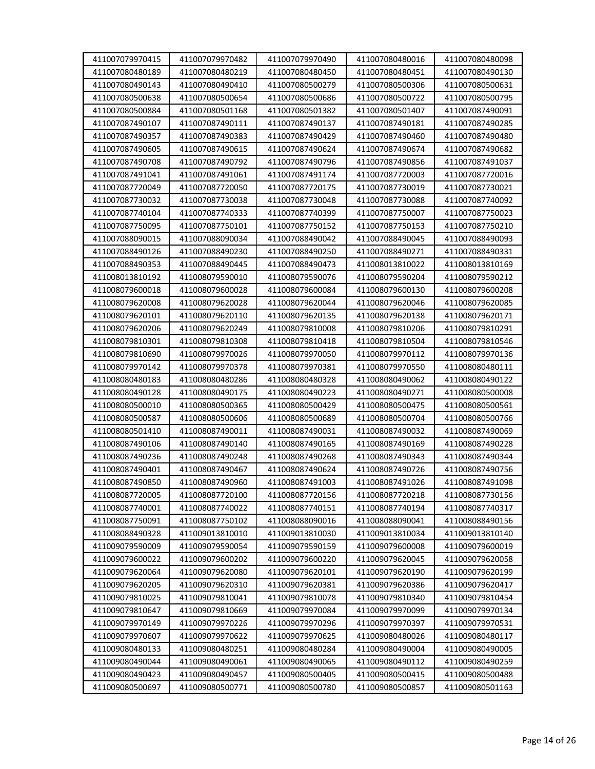| 411007079970415 | 411007079970482 | 411007079970490 | 411007080480016 | 411007080480098 |
|---|---|---|---|---|
| 411007080480189 | 411007080480219 | 411007080480450 | 411007080480451 | 411007080490130 |
| 411007080490143 | 411007080490410 | 411007080500279 | 411007080500306 | 411007080500631 |
| 411007080500638 | 411007080500654 | 411007080500686 | 411007080500722 | 411007080500795 |
| 411007080500884 | 411007080501168 | 411007080501382 | 411007080501407 | 411007087490091 |
| 411007087490107 | 411007087490111 | 411007087490137 | 411007087490181 | 411007087490285 |
| 411007087490357 | 411007087490383 | 411007087490429 | 411007087490460 | 411007087490480 |
| 411007087490605 | 411007087490615 | 411007087490624 | 411007087490674 | 411007087490682 |
| 411007087490708 | 411007087490792 | 411007087490796 | 411007087490856 | 411007087491037 |
| 411007087491041 | 411007087491061 | 411007087491174 | 411007087720003 | 411007087720016 |
| 411007087720049 | 411007087720050 | 411007087720175 | 411007087730019 | 411007087730021 |
| 411007087730032 | 411007087730038 | 411007087730048 | 411007087730088 | 411007087740092 |
| 411007087740104 | 411007087740333 | 411007087740399 | 411007087750007 | 411007087750023 |
| 411007087750095 | 411007087750101 | 411007087750152 | 411007087750153 | 411007087750210 |
| 411007088090015 | 411007088090034 | 411007088490042 | 411007088490045 | 411007088490093 |
| 411007088490126 | 411007088490230 | 411007088490250 | 411007088490271 | 411007088490331 |
| 411007088490353 | 411007088490445 | 411007088490473 | 411008013810022 | 411008013810169 |
| 411008013810192 | 411008079590010 | 411008079590076 | 411008079590204 | 411008079590212 |
| 411008079600018 | 411008079600028 | 411008079600084 | 411008079600130 | 411008079600208 |
| 411008079620008 | 411008079620028 | 411008079620044 | 411008079620046 | 411008079620085 |
| 411008079620101 | 411008079620110 | 411008079620135 | 411008079620138 | 411008079620171 |
| 411008079620206 | 411008079620249 | 411008079810008 | 411008079810206 | 411008079810291 |
| 411008079810301 | 411008079810308 | 411008079810418 | 411008079810504 | 411008079810546 |
| 411008079810690 | 411008079970026 | 411008079970050 | 411008079970112 | 411008079970136 |
| 411008079970142 | 411008079970378 | 411008079970381 | 411008079970550 | 411008080480111 |
| 411008080480183 | 411008080480286 | 411008080480328 | 411008080490062 | 411008080490122 |
| 411008080490128 | 411008080490175 | 411008080490223 | 411008080490271 | 411008080500008 |
| 411008080500010 | 411008080500365 | 411008080500429 | 411008080500475 | 411008080500561 |
| 411008080500587 | 411008080500606 | 411008080500689 | 411008080500704 | 411008080500766 |
| 411008080501410 | 411008087490011 | 411008087490031 | 411008087490032 | 411008087490069 |
| 411008087490106 | 411008087490140 | 411008087490165 | 411008087490169 | 411008087490228 |
| 411008087490236 | 411008087490248 | 411008087490268 | 411008087490343 | 411008087490344 |
| 411008087490401 | 411008087490467 | 411008087490624 | 411008087490726 | 411008087490756 |
| 411008087490850 | 411008087490960 | 411008087491003 | 411008087491026 | 411008087491098 |
| 411008087720005 | 411008087720100 | 411008087720156 | 411008087720218 | 411008087730156 |
| 411008087740001 | 411008087740022 | 411008087740151 | 411008087740194 | 411008087740317 |
| 411008087750091 | 411008087750102 | 411008088090016 | 411008088090041 | 411008088490156 |
| 411008088490328 | 411009013810010 | 411009013810030 | 411009013810034 | 411009013810140 |
| 411009079590009 | 411009079590054 | 411009079590159 | 411009079600008 | 411009079600019 |
| 411009079600022 | 411009079600202 | 411009079600220 | 411009079620045 | 411009079620058 |
| 411009079620064 | 411009079620080 | 411009079620101 | 411009079620190 | 411009079620199 |
| 411009079620205 | 411009079620310 | 411009079620381 | 411009079620386 | 411009079620417 |
| 411009079810025 | 411009079810041 | 411009079810078 | 411009079810340 | 411009079810454 |
| 411009079810647 | 411009079810669 | 411009079970084 | 411009079970099 | 411009079970134 |
| 411009079970149 | 411009079970226 | 411009079970296 | 411009079970397 | 411009079970531 |
| 411009079970607 | 411009079970622 | 411009079970625 | 411009080480026 | 411009080480117 |
| 411009080480133 | 411009080480251 | 411009080480284 | 411009080490004 | 411009080490005 |
| 411009080490044 | 411009080490061 | 411009080490065 | 411009080490112 | 411009080490259 |
| 411009080490423 | 411009080490457 | 411009080500405 | 411009080500415 | 411009080500488 |
| 411009080500697 | 411009080500771 | 411009080500780 | 411009080500857 | 411009080501163 |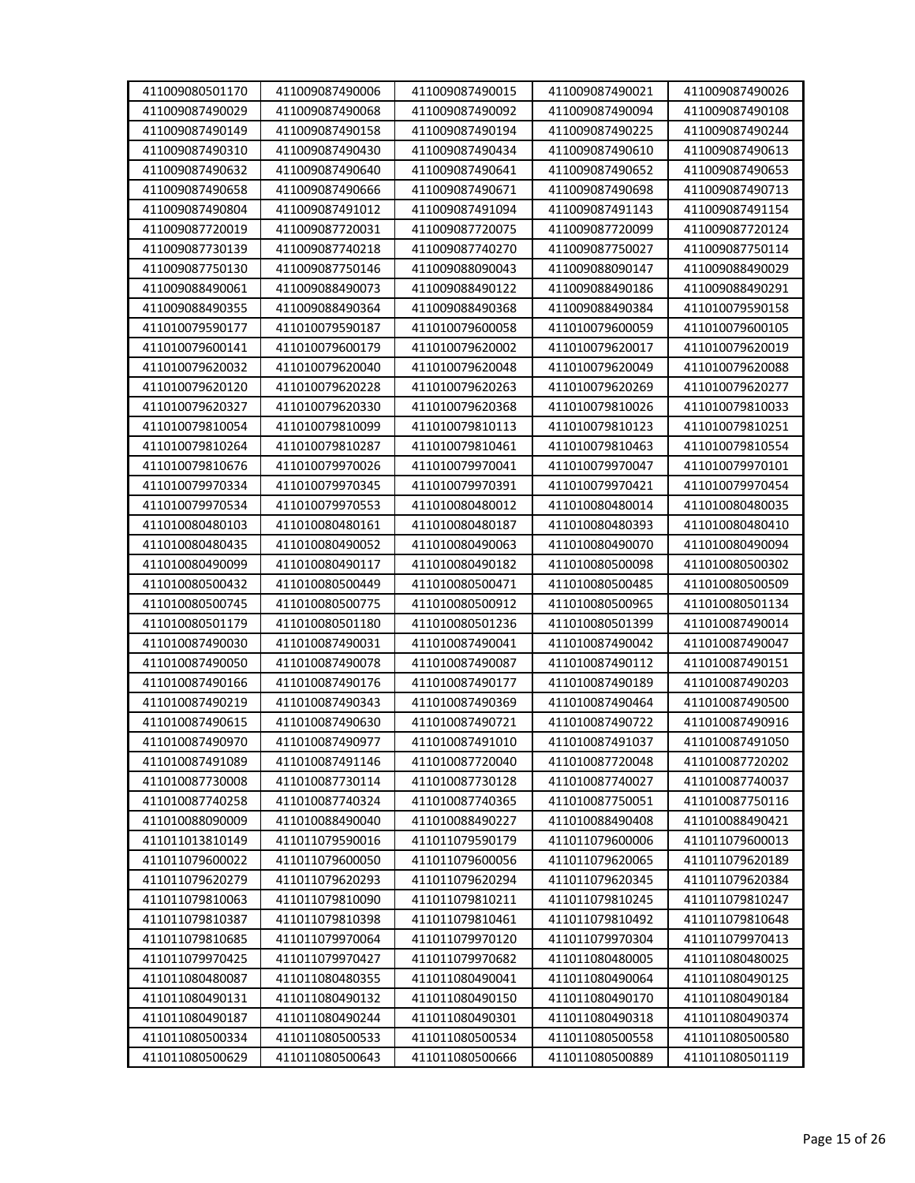| 411009080501170 | 411009087490006 | 411009087490015 | 411009087490021 | 411009087490026 |
|---|---|---|---|---|
| 411009087490029 | 411009087490068 | 411009087490092 | 411009087490094 | 411009087490108 |
| 411009087490149 | 411009087490158 | 411009087490194 | 411009087490225 | 411009087490244 |
| 411009087490310 | 411009087490430 | 411009087490434 | 411009087490610 | 411009087490613 |
| 411009087490632 | 411009087490640 | 411009087490641 | 411009087490652 | 411009087490653 |
| 411009087490658 | 411009087490666 | 411009087490671 | 411009087490698 | 411009087490713 |
| 411009087490804 | 411009087491012 | 411009087491094 | 411009087491143 | 411009087491154 |
| 411009087720019 | 411009087720031 | 411009087720075 | 411009087720099 | 411009087720124 |
| 411009087730139 | 411009087740218 | 411009087740270 | 411009087750027 | 411009087750114 |
| 411009087750130 | 411009087750146 | 411009088090043 | 411009088090147 | 411009088490029 |
| 411009088490061 | 411009088490073 | 411009088490122 | 411009088490186 | 411009088490291 |
| 411009088490355 | 411009088490364 | 411009088490368 | 411009088490384 | 411010079590158 |
| 411010079590177 | 411010079590187 | 411010079600058 | 411010079600059 | 411010079600105 |
| 411010079600141 | 411010079600179 | 411010079620002 | 411010079620017 | 411010079620019 |
| 411010079620032 | 411010079620040 | 411010079620048 | 411010079620049 | 411010079620088 |
| 411010079620120 | 411010079620228 | 411010079620263 | 411010079620269 | 411010079620277 |
| 411010079620327 | 411010079620330 | 411010079620368 | 411010079810026 | 411010079810033 |
| 411010079810054 | 411010079810099 | 411010079810113 | 411010079810123 | 411010079810251 |
| 411010079810264 | 411010079810287 | 411010079810461 | 411010079810463 | 411010079810554 |
| 411010079810676 | 411010079970026 | 411010079970041 | 411010079970047 | 411010079970101 |
| 411010079970334 | 411010079970345 | 411010079970391 | 411010079970421 | 411010079970454 |
| 411010079970534 | 411010079970553 | 411010080480012 | 411010080480014 | 411010080480035 |
| 411010080480103 | 411010080480161 | 411010080480187 | 411010080480393 | 411010080480410 |
| 411010080480435 | 411010080490052 | 411010080490063 | 411010080490070 | 411010080490094 |
| 411010080490099 | 411010080490117 | 411010080490182 | 411010080500098 | 411010080500302 |
| 411010080500432 | 411010080500449 | 411010080500471 | 411010080500485 | 411010080500509 |
| 411010080500745 | 411010080500775 | 411010080500912 | 411010080500965 | 411010080501134 |
| 411010080501179 | 411010080501180 | 411010080501236 | 411010080501399 | 411010087490014 |
| 411010087490030 | 411010087490031 | 411010087490041 | 411010087490042 | 411010087490047 |
| 411010087490050 | 411010087490078 | 411010087490087 | 411010087490112 | 411010087490151 |
| 411010087490166 | 411010087490176 | 411010087490177 | 411010087490189 | 411010087490203 |
| 411010087490219 | 411010087490343 | 411010087490369 | 411010087490464 | 411010087490500 |
| 411010087490615 | 411010087490630 | 411010087490721 | 411010087490722 | 411010087490916 |
| 411010087490970 | 411010087490977 | 411010087491010 | 411010087491037 | 411010087491050 |
| 411010087491089 | 411010087491146 | 411010087720040 | 411010087720048 | 411010087720202 |
| 411010087730008 | 411010087730114 | 411010087730128 | 411010087740027 | 411010087740037 |
| 411010087740258 | 411010087740324 | 411010087740365 | 411010087750051 | 411010087750116 |
| 411010088090009 | 411010088490040 | 411010088490227 | 411010088490408 | 411010088490421 |
| 411011013810149 | 411011079590016 | 411011079590179 | 411011079600006 | 411011079600013 |
| 411011079600022 | 411011079600050 | 411011079600056 | 411011079620065 | 411011079620189 |
| 411011079620279 | 411011079620293 | 411011079620294 | 411011079620345 | 411011079620384 |
| 411011079810063 | 411011079810090 | 411011079810211 | 411011079810245 | 411011079810247 |
| 411011079810387 | 411011079810398 | 411011079810461 | 411011079810492 | 411011079810648 |
| 411011079810685 | 411011079970064 | 411011079970120 | 411011079970304 | 411011079970413 |
| 411011079970425 | 411011079970427 | 411011079970682 | 411011080480005 | 411011080480025 |
| 411011080480087 | 411011080480355 | 411011080490041 | 411011080490064 | 411011080490125 |
| 411011080490131 | 411011080490132 | 411011080490150 | 411011080490170 | 411011080490184 |
| 411011080490187 | 411011080490244 | 411011080490301 | 411011080490318 | 411011080490374 |
| 411011080500334 | 411011080500533 | 411011080500534 | 411011080500558 | 411011080500580 |
| 411011080500629 | 411011080500643 | 411011080500666 | 411011080500889 | 411011080501119 |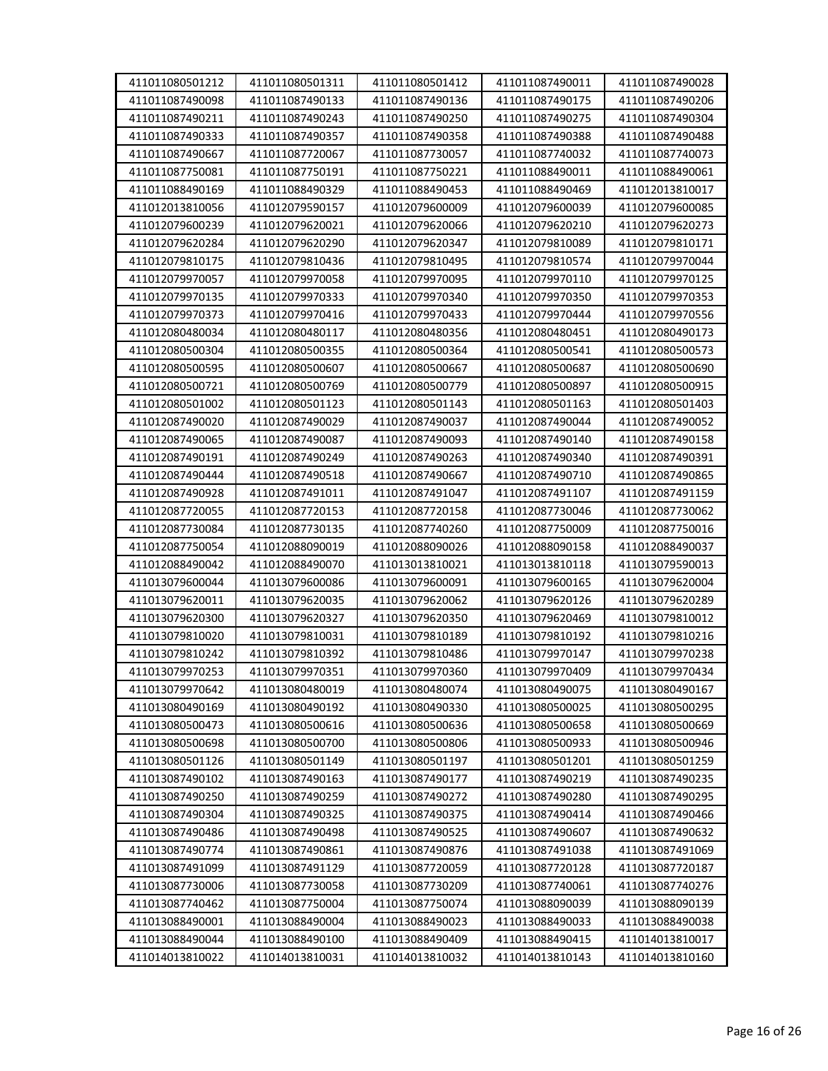| 411011080501212 | 411011080501311 | 411011080501412 | 411011087490011 | 411011087490028 |
|---|---|---|---|---|
| 411011087490098 | 411011087490133 | 411011087490136 | 411011087490175 | 411011087490206 |
| 411011087490211 | 411011087490243 | 411011087490250 | 411011087490275 | 411011087490304 |
| 411011087490333 | 411011087490357 | 411011087490358 | 411011087490388 | 411011087490488 |
| 411011087490667 | 411011087720067 | 411011087730057 | 411011087740032 | 411011087740073 |
| 411011087750081 | 411011087750191 | 411011087750221 | 411011088490011 | 411011088490061 |
| 411011088490169 | 411011088490329 | 411011088490453 | 411011088490469 | 411012013810017 |
| 411012013810056 | 411012079590157 | 411012079600009 | 411012079600039 | 411012079600085 |
| 411012079600239 | 411012079620021 | 411012079620066 | 411012079620210 | 411012079620273 |
| 411012079620284 | 411012079620290 | 411012079620347 | 411012079810089 | 411012079810171 |
| 411012079810175 | 411012079810436 | 411012079810495 | 411012079810574 | 411012079970044 |
| 411012079970057 | 411012079970058 | 411012079970095 | 411012079970110 | 411012079970125 |
| 411012079970135 | 411012079970333 | 411012079970340 | 411012079970350 | 411012079970353 |
| 411012079970373 | 411012079970416 | 411012079970433 | 411012079970444 | 411012079970556 |
| 411012080480034 | 411012080480117 | 411012080480356 | 411012080480451 | 411012080490173 |
| 411012080500304 | 411012080500355 | 411012080500364 | 411012080500541 | 411012080500573 |
| 411012080500595 | 411012080500607 | 411012080500667 | 411012080500687 | 411012080500690 |
| 411012080500721 | 411012080500769 | 411012080500779 | 411012080500897 | 411012080500915 |
| 411012080501002 | 411012080501123 | 411012080501143 | 411012080501163 | 411012080501403 |
| 411012087490020 | 411012087490029 | 411012087490037 | 411012087490044 | 411012087490052 |
| 411012087490065 | 411012087490087 | 411012087490093 | 411012087490140 | 411012087490158 |
| 411012087490191 | 411012087490249 | 411012087490263 | 411012087490340 | 411012087490391 |
| 411012087490444 | 411012087490518 | 411012087490667 | 411012087490710 | 411012087490865 |
| 411012087490928 | 411012087491011 | 411012087491047 | 411012087491107 | 411012087491159 |
| 411012087720055 | 411012087720153 | 411012087720158 | 411012087730046 | 411012087730062 |
| 411012087730084 | 411012087730135 | 411012087740260 | 411012087750009 | 411012087750016 |
| 411012087750054 | 411012088090019 | 411012088090026 | 411012088090158 | 411012088490037 |
| 411012088490042 | 411012088490070 | 411013013810021 | 411013013810118 | 411013079590013 |
| 411013079600044 | 411013079600086 | 411013079600091 | 411013079600165 | 411013079620004 |
| 411013079620011 | 411013079620035 | 411013079620062 | 411013079620126 | 411013079620289 |
| 411013079620300 | 411013079620327 | 411013079620350 | 411013079620469 | 411013079810012 |
| 411013079810020 | 411013079810031 | 411013079810189 | 411013079810192 | 411013079810216 |
| 411013079810242 | 411013079810392 | 411013079810486 | 411013079970147 | 411013079970238 |
| 411013079970253 | 411013079970351 | 411013079970360 | 411013079970409 | 411013079970434 |
| 411013079970642 | 411013080480019 | 411013080480074 | 411013080490075 | 411013080490167 |
| 411013080490169 | 411013080490192 | 411013080490330 | 411013080500025 | 411013080500295 |
| 411013080500473 | 411013080500616 | 411013080500636 | 411013080500658 | 411013080500669 |
| 411013080500698 | 411013080500700 | 411013080500806 | 411013080500933 | 411013080500946 |
| 411013080501126 | 411013080501149 | 411013080501197 | 411013080501201 | 411013080501259 |
| 411013087490102 | 411013087490163 | 411013087490177 | 411013087490219 | 411013087490235 |
| 411013087490250 | 411013087490259 | 411013087490272 | 411013087490280 | 411013087490295 |
| 411013087490304 | 411013087490325 | 411013087490375 | 411013087490414 | 411013087490466 |
| 411013087490486 | 411013087490498 | 411013087490525 | 411013087490607 | 411013087490632 |
| 411013087490774 | 411013087490861 | 411013087490876 | 411013087491038 | 411013087491069 |
| 411013087491099 | 411013087491129 | 411013087720059 | 411013087720128 | 411013087720187 |
| 411013087730006 | 411013087730058 | 411013087730209 | 411013087740061 | 411013087740276 |
| 411013087740462 | 411013087750004 | 411013087750074 | 411013088090039 | 411013088090139 |
| 411013088490001 | 411013088490004 | 411013088490023 | 411013088490033 | 411013088490038 |
| 411013088490044 | 411013088490100 | 411013088490409 | 411013088490415 | 411014013810017 |
| 411014013810022 | 411014013810031 | 411014013810032 | 411014013810143 | 411014013810160 |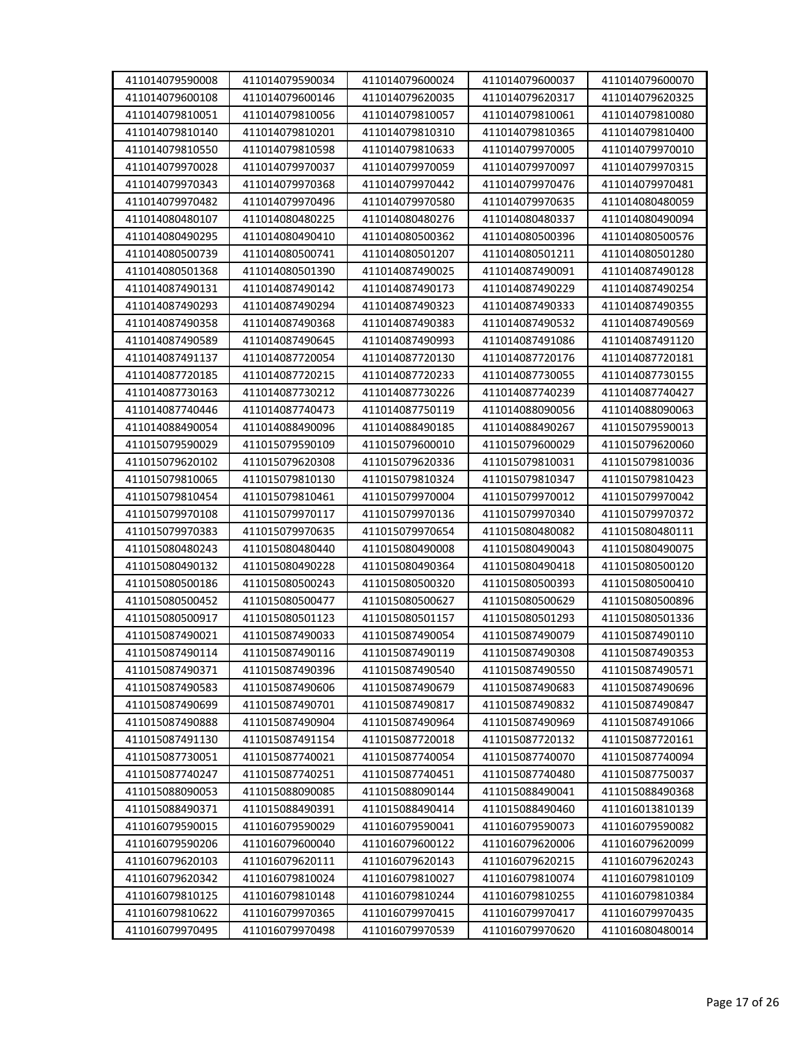| 411014079590008 | 411014079590034 | 411014079600024 | 411014079600037 | 411014079600070 |
|---|---|---|---|---|
| 411014079600108 | 411014079600146 | 411014079620035 | 411014079620317 | 411014079620325 |
| 411014079810051 | 411014079810056 | 411014079810057 | 411014079810061 | 411014079810080 |
| 411014079810140 | 411014079810201 | 411014079810310 | 411014079810365 | 411014079810400 |
| 411014079810550 | 411014079810598 | 411014079810633 | 411014079970005 | 411014079970010 |
| 411014079970028 | 411014079970037 | 411014079970059 | 411014079970097 | 411014079970315 |
| 411014079970343 | 411014079970368 | 411014079970442 | 411014079970476 | 411014079970481 |
| 411014079970482 | 411014079970496 | 411014079970580 | 411014079970635 | 411014080480059 |
| 411014080480107 | 411014080480225 | 411014080480276 | 411014080480337 | 411014080490094 |
| 411014080490295 | 411014080490410 | 411014080500362 | 411014080500396 | 411014080500576 |
| 411014080500739 | 411014080500741 | 411014080501207 | 411014080501211 | 411014080501280 |
| 411014080501368 | 411014080501390 | 411014087490025 | 411014087490091 | 411014087490128 |
| 411014087490131 | 411014087490142 | 411014087490173 | 411014087490229 | 411014087490254 |
| 411014087490293 | 411014087490294 | 411014087490323 | 411014087490333 | 411014087490355 |
| 411014087490358 | 411014087490368 | 411014087490383 | 411014087490532 | 411014087490569 |
| 411014087490589 | 411014087490645 | 411014087490993 | 411014087491086 | 411014087491120 |
| 411014087491137 | 411014087720054 | 411014087720130 | 411014087720176 | 411014087720181 |
| 411014087720185 | 411014087720215 | 411014087720233 | 411014087730055 | 411014087730155 |
| 411014087730163 | 411014087730212 | 411014087730226 | 411014087740239 | 411014087740427 |
| 411014087740446 | 411014087740473 | 411014087750119 | 411014088090056 | 411014088090063 |
| 411014088490054 | 411014088490096 | 411014088490185 | 411014088490267 | 411015079590013 |
| 411015079590029 | 411015079590109 | 411015079600010 | 411015079600029 | 411015079620060 |
| 411015079620102 | 411015079620308 | 411015079620336 | 411015079810031 | 411015079810036 |
| 411015079810065 | 411015079810130 | 411015079810324 | 411015079810347 | 411015079810423 |
| 411015079810454 | 411015079810461 | 411015079970004 | 411015079970012 | 411015079970042 |
| 411015079970108 | 411015079970117 | 411015079970136 | 411015079970340 | 411015079970372 |
| 411015079970383 | 411015079970635 | 411015079970654 | 411015080480082 | 411015080480111 |
| 411015080480243 | 411015080480440 | 411015080490008 | 411015080490043 | 411015080490075 |
| 411015080490132 | 411015080490228 | 411015080490364 | 411015080490418 | 411015080500120 |
| 411015080500186 | 411015080500243 | 411015080500320 | 411015080500393 | 411015080500410 |
| 411015080500452 | 411015080500477 | 411015080500627 | 411015080500629 | 411015080500896 |
| 411015080500917 | 411015080501123 | 411015080501157 | 411015080501293 | 411015080501336 |
| 411015087490021 | 411015087490033 | 411015087490054 | 411015087490079 | 411015087490110 |
| 411015087490114 | 411015087490116 | 411015087490119 | 411015087490308 | 411015087490353 |
| 411015087490371 | 411015087490396 | 411015087490540 | 411015087490550 | 411015087490571 |
| 411015087490583 | 411015087490606 | 411015087490679 | 411015087490683 | 411015087490696 |
| 411015087490699 | 411015087490701 | 411015087490817 | 411015087490832 | 411015087490847 |
| 411015087490888 | 411015087490904 | 411015087490964 | 411015087490969 | 411015087491066 |
| 411015087491130 | 411015087491154 | 411015087720018 | 411015087720132 | 411015087720161 |
| 411015087730051 | 411015087740021 | 411015087740054 | 411015087740070 | 411015087740094 |
| 411015087740247 | 411015087740251 | 411015087740451 | 411015087740480 | 411015087750037 |
| 411015088090053 | 411015088090085 | 411015088090144 | 411015088490041 | 411015088490368 |
| 411015088490371 | 411015088490391 | 411015088490414 | 411015088490460 | 411016013810139 |
| 411016079590015 | 411016079590029 | 411016079590041 | 411016079590073 | 411016079590082 |
| 411016079590206 | 411016079600040 | 411016079600122 | 411016079620006 | 411016079620099 |
| 411016079620103 | 411016079620111 | 411016079620143 | 411016079620215 | 411016079620243 |
| 411016079620342 | 411016079810024 | 411016079810027 | 411016079810074 | 411016079810109 |
| 411016079810125 | 411016079810148 | 411016079810244 | 411016079810255 | 411016079810384 |
| 411016079810622 | 411016079970365 | 411016079970415 | 411016079970417 | 411016079970435 |
| 411016079970495 | 411016079970498 | 411016079970539 | 411016079970620 | 411016080480014 |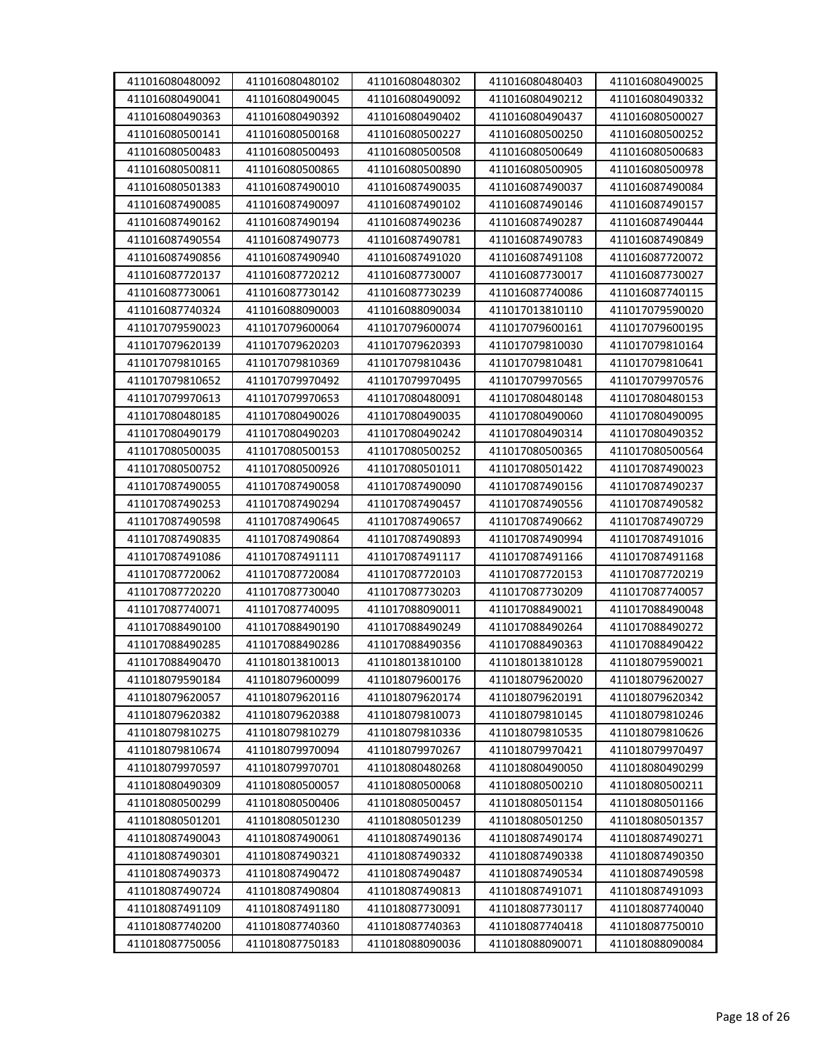| | | | | |
|---|---|---|---|---|
| 411016080480092 | 411016080480102 | 411016080480302 | 411016080480403 | 411016080490025 |
| 411016080490041 | 411016080490045 | 411016080490092 | 411016080490212 | 411016080490332 |
| 411016080490363 | 411016080490392 | 411016080490402 | 411016080490437 | 411016080500027 |
| 411016080500141 | 411016080500168 | 411016080500227 | 411016080500250 | 411016080500252 |
| 411016080500483 | 411016080500493 | 411016080500508 | 411016080500649 | 411016080500683 |
| 411016080500811 | 411016080500865 | 411016080500890 | 411016080500905 | 411016080500978 |
| 411016080501383 | 411016087490010 | 411016087490035 | 411016087490037 | 411016087490084 |
| 411016087490085 | 411016087490097 | 411016087490102 | 411016087490146 | 411016087490157 |
| 411016087490162 | 411016087490194 | 411016087490236 | 411016087490287 | 411016087490444 |
| 411016087490554 | 411016087490773 | 411016087490781 | 411016087490783 | 411016087490849 |
| 411016087490856 | 411016087490940 | 411016087491020 | 411016087491108 | 411016087720072 |
| 411016087720137 | 411016087720212 | 411016087730007 | 411016087730017 | 411016087730027 |
| 411016087730061 | 411016087730142 | 411016087730239 | 411016087740086 | 411016087740115 |
| 411016087740324 | 411016088090003 | 411016088090034 | 411017013810110 | 411017079590020 |
| 411017079590023 | 411017079600064 | 411017079600074 | 411017079600161 | 411017079600195 |
| 411017079620139 | 411017079620203 | 411017079620393 | 411017079810030 | 411017079810164 |
| 411017079810165 | 411017079810369 | 411017079810436 | 411017079810481 | 411017079810641 |
| 411017079810652 | 411017079970492 | 411017079970495 | 411017079970565 | 411017079970576 |
| 411017079970613 | 411017079970653 | 411017080480091 | 411017080480148 | 411017080480153 |
| 411017080480185 | 411017080490026 | 411017080490035 | 411017080490060 | 411017080490095 |
| 411017080490179 | 411017080490203 | 411017080490242 | 411017080490314 | 411017080490352 |
| 411017080500035 | 411017080500153 | 411017080500252 | 411017080500365 | 411017080500564 |
| 411017080500752 | 411017080500926 | 411017080501011 | 411017080501422 | 411017087490023 |
| 411017087490055 | 411017087490058 | 411017087490090 | 411017087490156 | 411017087490237 |
| 411017087490253 | 411017087490294 | 411017087490457 | 411017087490556 | 411017087490582 |
| 411017087490598 | 411017087490645 | 411017087490657 | 411017087490662 | 411017087490729 |
| 411017087490835 | 411017087490864 | 411017087490893 | 411017087490994 | 411017087491016 |
| 411017087491086 | 411017087491111 | 411017087491117 | 411017087491166 | 411017087491168 |
| 411017087720062 | 411017087720084 | 411017087720103 | 411017087720153 | 411017087720219 |
| 411017087720220 | 411017087730040 | 411017087730203 | 411017087730209 | 411017087740057 |
| 411017087740071 | 411017087740095 | 411017088090011 | 411017088490021 | 411017088490048 |
| 411017088490100 | 411017088490190 | 411017088490249 | 411017088490264 | 411017088490272 |
| 411017088490285 | 411017088490286 | 411017088490356 | 411017088490363 | 411017088490422 |
| 411017088490470 | 411018013810013 | 411018013810100 | 411018013810128 | 411018079590021 |
| 411018079590184 | 411018079600099 | 411018079600176 | 411018079620020 | 411018079620027 |
| 411018079620057 | 411018079620116 | 411018079620174 | 411018079620191 | 411018079620342 |
| 411018079620382 | 411018079620388 | 411018079810073 | 411018079810145 | 411018079810246 |
| 411018079810275 | 411018079810279 | 411018079810336 | 411018079810535 | 411018079810626 |
| 411018079810674 | 411018079970094 | 411018079970267 | 411018079970421 | 411018079970497 |
| 411018079970597 | 411018079970701 | 411018080480268 | 411018080490050 | 411018080490299 |
| 411018080490309 | 411018080500057 | 411018080500068 | 411018080500210 | 411018080500211 |
| 411018080500299 | 411018080500406 | 411018080500457 | 411018080501154 | 411018080501166 |
| 411018080501201 | 411018080501230 | 411018080501239 | 411018080501250 | 411018080501357 |
| 411018087490043 | 411018087490061 | 411018087490136 | 411018087490174 | 411018087490271 |
| 411018087490301 | 411018087490321 | 411018087490332 | 411018087490338 | 411018087490350 |
| 411018087490373 | 411018087490472 | 411018087490487 | 411018087490534 | 411018087490598 |
| 411018087490724 | 411018087490804 | 411018087490813 | 411018087491071 | 411018087491093 |
| 411018087491109 | 411018087491180 | 411018087730091 | 411018087730117 | 411018087740040 |
| 411018087740200 | 411018087740360 | 411018087740363 | 411018087740418 | 411018087750010 |
| 411018087750056 | 411018087750183 | 411018088090036 | 411018088090071 | 411018088090084 |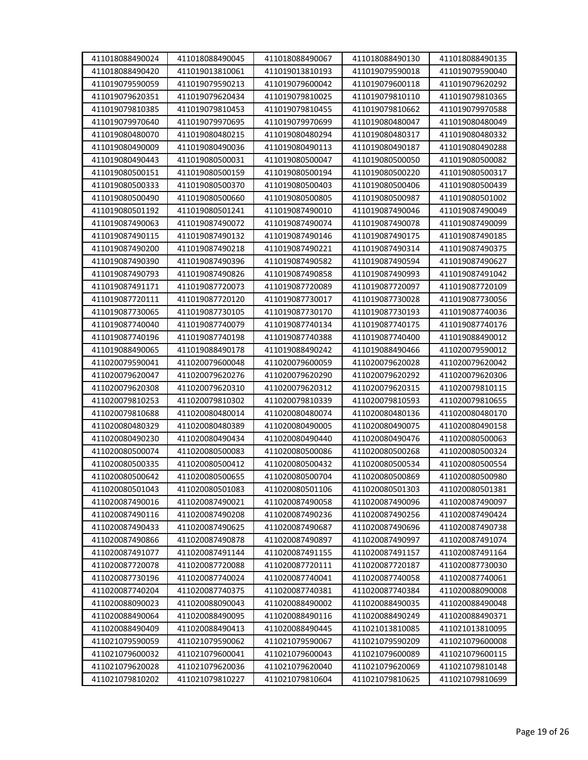| 411018088490024 | 411018088490045 | 411018088490067 | 411018088490130 | 411018088490135 |
|---|---|---|---|---|
| 411018088490420 | 411019013810061 | 411019013810193 | 411019079590018 | 411019079590040 |
| 411019079590059 | 411019079590213 | 411019079600042 | 411019079600118 | 411019079620292 |
| 411019079620351 | 411019079620434 | 411019079810025 | 411019079810110 | 411019079810365 |
| 411019079810385 | 411019079810453 | 411019079810455 | 411019079810662 | 411019079970588 |
| 411019079970640 | 411019079970695 | 411019079970699 | 411019080480047 | 411019080480049 |
| 411019080480070 | 411019080480215 | 411019080480294 | 411019080480317 | 411019080480332 |
| 411019080490009 | 411019080490036 | 411019080490113 | 411019080490187 | 411019080490288 |
| 411019080490443 | 411019080500031 | 411019080500047 | 411019080500050 | 411019080500082 |
| 411019080500151 | 411019080500159 | 411019080500194 | 411019080500220 | 411019080500317 |
| 411019080500333 | 411019080500370 | 411019080500403 | 411019080500406 | 411019080500439 |
| 411019080500490 | 411019080500660 | 411019080500805 | 411019080500987 | 411019080501002 |
| 411019080501192 | 411019080501241 | 411019087490010 | 411019087490046 | 411019087490049 |
| 411019087490063 | 411019087490072 | 411019087490074 | 411019087490078 | 411019087490099 |
| 411019087490115 | 411019087490132 | 411019087490146 | 411019087490175 | 411019087490185 |
| 411019087490200 | 411019087490218 | 411019087490221 | 411019087490314 | 411019087490375 |
| 411019087490390 | 411019087490396 | 411019087490582 | 411019087490594 | 411019087490627 |
| 411019087490793 | 411019087490826 | 411019087490858 | 411019087490993 | 411019087491042 |
| 411019087491171 | 411019087720073 | 411019087720089 | 411019087720097 | 411019087720109 |
| 411019087720111 | 411019087720120 | 411019087730017 | 411019087730028 | 411019087730056 |
| 411019087730065 | 411019087730105 | 411019087730170 | 411019087730193 | 411019087740036 |
| 411019087740040 | 411019087740079 | 411019087740134 | 411019087740175 | 411019087740176 |
| 411019087740196 | 411019087740198 | 411019087740388 | 411019087740400 | 411019088490012 |
| 411019088490065 | 411019088490178 | 411019088490242 | 411019088490466 | 411020079590012 |
| 411020079590041 | 411020079600048 | 411020079600059 | 411020079620028 | 411020079620042 |
| 411020079620047 | 411020079620276 | 411020079620290 | 411020079620292 | 411020079620306 |
| 411020079620308 | 411020079620310 | 411020079620312 | 411020079620315 | 411020079810115 |
| 411020079810253 | 411020079810302 | 411020079810339 | 411020079810593 | 411020079810655 |
| 411020079810688 | 411020080480014 | 411020080480074 | 411020080480136 | 411020080480170 |
| 411020080480329 | 411020080480389 | 411020080490005 | 411020080490075 | 411020080490158 |
| 411020080490230 | 411020080490434 | 411020080490440 | 411020080490476 | 411020080500063 |
| 411020080500074 | 411020080500083 | 411020080500086 | 411020080500268 | 411020080500324 |
| 411020080500335 | 411020080500412 | 411020080500432 | 411020080500534 | 411020080500554 |
| 411020080500642 | 411020080500655 | 411020080500704 | 411020080500869 | 411020080500980 |
| 411020080501043 | 411020080501083 | 411020080501106 | 411020080501303 | 411020080501381 |
| 411020087490016 | 411020087490021 | 411020087490058 | 411020087490096 | 411020087490097 |
| 411020087490116 | 411020087490208 | 411020087490236 | 411020087490256 | 411020087490424 |
| 411020087490433 | 411020087490625 | 411020087490687 | 411020087490696 | 411020087490738 |
| 411020087490866 | 411020087490878 | 411020087490897 | 411020087490997 | 411020087491074 |
| 411020087491077 | 411020087491144 | 411020087491155 | 411020087491157 | 411020087491164 |
| 411020087720078 | 411020087720088 | 411020087720111 | 411020087720187 | 411020087730030 |
| 411020087730196 | 411020087740024 | 411020087740041 | 411020087740058 | 411020087740061 |
| 411020087740204 | 411020087740375 | 411020087740381 | 411020087740384 | 411020088090008 |
| 411020088090023 | 411020088090043 | 411020088490002 | 411020088490035 | 411020088490048 |
| 411020088490064 | 411020088490095 | 411020088490116 | 411020088490249 | 411020088490371 |
| 411020088490409 | 411020088490413 | 411020088490445 | 411021013810085 | 411021013810095 |
| 411021079590059 | 411021079590062 | 411021079590067 | 411021079590209 | 411021079600008 |
| 411021079600032 | 411021079600041 | 411021079600043 | 411021079600089 | 411021079600115 |
| 411021079620028 | 411021079620036 | 411021079620040 | 411021079620069 | 411021079810148 |
| 411021079810202 | 411021079810227 | 411021079810604 | 411021079810625 | 411021079810699 |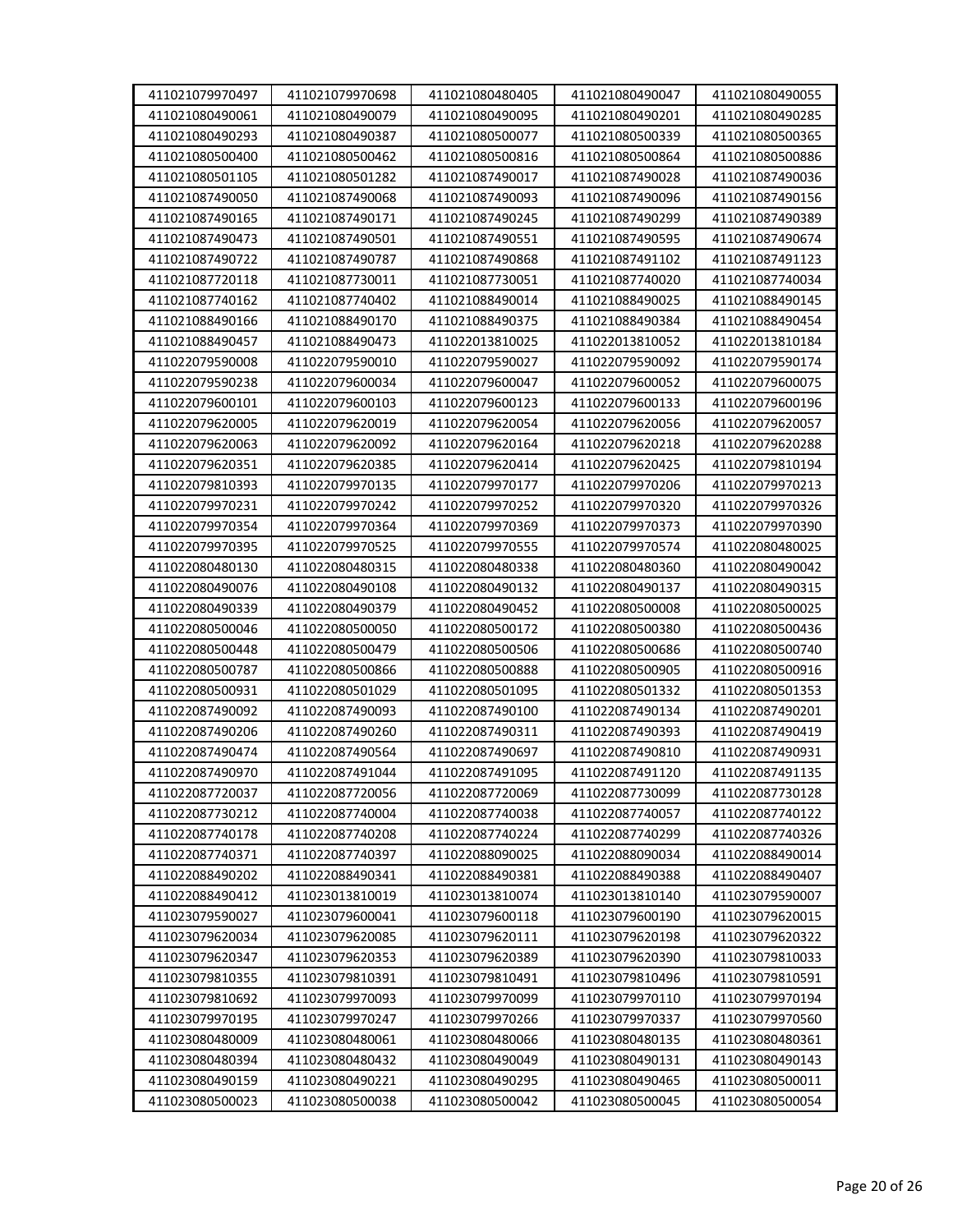| 411021079970497 | 411021079970698 | 411021080480405 | 411021080490047 | 411021080490055 |
|---|---|---|---|---|
| 411021080490061 | 411021080490079 | 411021080490095 | 411021080490201 | 411021080490285 |
| 411021080490293 | 411021080490387 | 411021080500077 | 411021080500339 | 411021080500365 |
| 411021080500400 | 411021080500462 | 411021080500816 | 411021080500864 | 411021080500886 |
| 411021080501105 | 411021080501282 | 411021087490017 | 411021087490028 | 411021087490036 |
| 411021087490050 | 411021087490068 | 411021087490093 | 411021087490096 | 411021087490156 |
| 411021087490165 | 411021087490171 | 411021087490245 | 411021087490299 | 411021087490389 |
| 411021087490473 | 411021087490501 | 411021087490551 | 411021087490595 | 411021087490674 |
| 411021087490722 | 411021087490787 | 411021087490868 | 411021087491102 | 411021087491123 |
| 411021087720118 | 411021087730011 | 411021087730051 | 411021087740020 | 411021087740034 |
| 411021087740162 | 411021087740402 | 411021088490014 | 411021088490025 | 411021088490145 |
| 411021088490166 | 411021088490170 | 411021088490375 | 411021088490384 | 411021088490454 |
| 411021088490457 | 411021088490473 | 411022013810025 | 411022013810052 | 411022013810184 |
| 411022079590008 | 411022079590010 | 411022079590027 | 411022079590092 | 411022079590174 |
| 411022079590238 | 411022079600034 | 411022079600047 | 411022079600052 | 411022079600075 |
| 411022079600101 | 411022079600103 | 411022079600123 | 411022079600133 | 411022079600196 |
| 411022079620005 | 411022079620019 | 411022079620054 | 411022079620056 | 411022079620057 |
| 411022079620063 | 411022079620092 | 411022079620164 | 411022079620218 | 411022079620288 |
| 411022079620351 | 411022079620385 | 411022079620414 | 411022079620425 | 411022079810194 |
| 411022079810393 | 411022079970135 | 411022079970177 | 411022079970206 | 411022079970213 |
| 411022079970231 | 411022079970242 | 411022079970252 | 411022079970320 | 411022079970326 |
| 411022079970354 | 411022079970364 | 411022079970369 | 411022079970373 | 411022079970390 |
| 411022079970395 | 411022079970525 | 411022079970555 | 411022079970574 | 411022080480025 |
| 411022080480130 | 411022080480315 | 411022080480338 | 411022080480360 | 411022080490042 |
| 411022080490076 | 411022080490108 | 411022080490132 | 411022080490137 | 411022080490315 |
| 411022080490339 | 411022080490379 | 411022080490452 | 411022080500008 | 411022080500025 |
| 411022080500046 | 411022080500050 | 411022080500172 | 411022080500380 | 411022080500436 |
| 411022080500448 | 411022080500479 | 411022080500506 | 411022080500686 | 411022080500740 |
| 411022080500787 | 411022080500866 | 411022080500888 | 411022080500905 | 411022080500916 |
| 411022080500931 | 411022080501029 | 411022080501095 | 411022080501332 | 411022080501353 |
| 411022087490092 | 411022087490093 | 411022087490100 | 411022087490134 | 411022087490201 |
| 411022087490206 | 411022087490260 | 411022087490311 | 411022087490393 | 411022087490419 |
| 411022087490474 | 411022087490564 | 411022087490697 | 411022087490810 | 411022087490931 |
| 411022087490970 | 411022087491044 | 411022087491095 | 411022087491120 | 411022087491135 |
| 411022087720037 | 411022087720056 | 411022087720069 | 411022087730099 | 411022087730128 |
| 411022087730212 | 411022087740004 | 411022087740038 | 411022087740057 | 411022087740122 |
| 411022087740178 | 411022087740208 | 411022087740224 | 411022087740299 | 411022087740326 |
| 411022087740371 | 411022087740397 | 411022088090025 | 411022088090034 | 411022088490014 |
| 411022088490202 | 411022088490341 | 411022088490381 | 411022088490388 | 411022088490407 |
| 411022088490412 | 411023013810019 | 411023013810074 | 411023013810140 | 411023079590007 |
| 411023079590027 | 411023079600041 | 411023079600118 | 411023079600190 | 411023079620015 |
| 411023079620034 | 411023079620085 | 411023079620111 | 411023079620198 | 411023079620322 |
| 411023079620347 | 411023079620353 | 411023079620389 | 411023079620390 | 411023079810033 |
| 411023079810355 | 411023079810391 | 411023079810491 | 411023079810496 | 411023079810591 |
| 411023079810692 | 411023079970093 | 411023079970099 | 411023079970110 | 411023079970194 |
| 411023079970195 | 411023079970247 | 411023079970266 | 411023079970337 | 411023079970560 |
| 411023080480009 | 411023080480061 | 411023080480066 | 411023080480135 | 411023080480361 |
| 411023080480394 | 411023080480432 | 411023080490049 | 411023080490131 | 411023080490143 |
| 411023080490159 | 411023080490221 | 411023080490295 | 411023080490465 | 411023080500011 |
| 411023080500023 | 411023080500038 | 411023080500042 | 411023080500045 | 411023080500054 |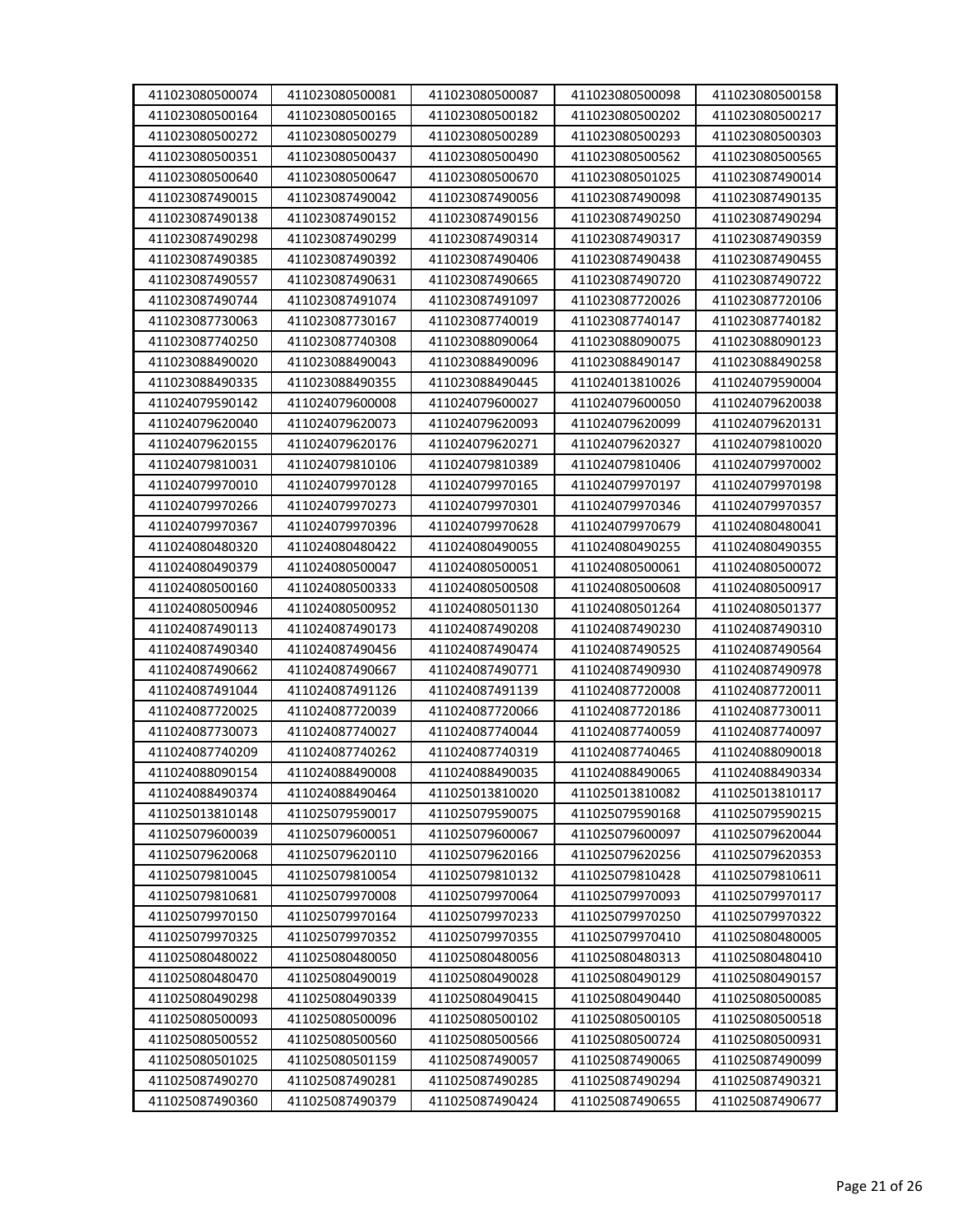| 411023080500074 | 411023080500081 | 411023080500087 | 411023080500098 | 411023080500158 |
|---|---|---|---|---|
| 411023080500164 | 411023080500165 | 411023080500182 | 411023080500202 | 411023080500217 |
| 411023080500272 | 411023080500279 | 411023080500289 | 411023080500293 | 411023080500303 |
| 411023080500351 | 411023080500437 | 411023080500490 | 411023080500562 | 411023080500565 |
| 411023080500640 | 411023080500647 | 411023080500670 | 411023080501025 | 411023087490014 |
| 411023087490015 | 411023087490042 | 411023087490056 | 411023087490098 | 411023087490135 |
| 411023087490138 | 411023087490152 | 411023087490156 | 411023087490250 | 411023087490294 |
| 411023087490298 | 411023087490299 | 411023087490314 | 411023087490317 | 411023087490359 |
| 411023087490385 | 411023087490392 | 411023087490406 | 411023087490438 | 411023087490455 |
| 411023087490557 | 411023087490631 | 411023087490665 | 411023087490720 | 411023087490722 |
| 411023087490744 | 411023087491074 | 411023087491097 | 411023087720026 | 411023087720106 |
| 411023087730063 | 411023087730167 | 411023087740019 | 411023087740147 | 411023087740182 |
| 411023087740250 | 411023087740308 | 411023088090064 | 411023088090075 | 411023088090123 |
| 411023088490020 | 411023088490043 | 411023088490096 | 411023088490147 | 411023088490258 |
| 411023088490335 | 411023088490355 | 411023088490445 | 411024013810026 | 411024079590004 |
| 411024079590142 | 411024079600008 | 411024079600027 | 411024079600050 | 411024079620038 |
| 411024079620040 | 411024079620073 | 411024079620093 | 411024079620099 | 411024079620131 |
| 411024079620155 | 411024079620176 | 411024079620271 | 411024079620327 | 411024079810020 |
| 411024079810031 | 411024079810106 | 411024079810389 | 411024079810406 | 411024079970002 |
| 411024079970010 | 411024079970128 | 411024079970165 | 411024079970197 | 411024079970198 |
| 411024079970266 | 411024079970273 | 411024079970301 | 411024079970346 | 411024079970357 |
| 411024079970367 | 411024079970396 | 411024079970628 | 411024079970679 | 411024080480041 |
| 411024080480320 | 411024080480422 | 411024080490055 | 411024080490255 | 411024080490355 |
| 411024080490379 | 411024080500047 | 411024080500051 | 411024080500061 | 411024080500072 |
| 411024080500160 | 411024080500333 | 411024080500508 | 411024080500608 | 411024080500917 |
| 411024080500946 | 411024080500952 | 411024080501130 | 411024080501264 | 411024080501377 |
| 411024087490113 | 411024087490173 | 411024087490208 | 411024087490230 | 411024087490310 |
| 411024087490340 | 411024087490456 | 411024087490474 | 411024087490525 | 411024087490564 |
| 411024087490662 | 411024087490667 | 411024087490771 | 411024087490930 | 411024087490978 |
| 411024087491044 | 411024087491126 | 411024087491139 | 411024087720008 | 411024087720011 |
| 411024087720025 | 411024087720039 | 411024087720066 | 411024087720186 | 411024087730011 |
| 411024087730073 | 411024087740027 | 411024087740044 | 411024087740059 | 411024087740097 |
| 411024087740209 | 411024087740262 | 411024087740319 | 411024087740465 | 411024088090018 |
| 411024088090154 | 411024088490008 | 411024088490035 | 411024088490065 | 411024088490334 |
| 411024088490374 | 411024088490464 | 411025013810020 | 411025013810082 | 411025013810117 |
| 411025013810148 | 411025079590017 | 411025079590075 | 411025079590168 | 411025079590215 |
| 411025079600039 | 411025079600051 | 411025079600067 | 411025079600097 | 411025079620044 |
| 411025079620068 | 411025079620110 | 411025079620166 | 411025079620256 | 411025079620353 |
| 411025079810045 | 411025079810054 | 411025079810132 | 411025079810428 | 411025079810611 |
| 411025079810681 | 411025079970008 | 411025079970064 | 411025079970093 | 411025079970117 |
| 411025079970150 | 411025079970164 | 411025079970233 | 411025079970250 | 411025079970322 |
| 411025079970325 | 411025079970352 | 411025079970355 | 411025079970410 | 411025080480005 |
| 411025080480022 | 411025080480050 | 411025080480056 | 411025080480313 | 411025080480410 |
| 411025080480470 | 411025080490019 | 411025080490028 | 411025080490129 | 411025080490157 |
| 411025080490298 | 411025080490339 | 411025080490415 | 411025080490440 | 411025080500085 |
| 411025080500093 | 411025080500096 | 411025080500102 | 411025080500105 | 411025080500518 |
| 411025080500552 | 411025080500560 | 411025080500566 | 411025080500724 | 411025080500931 |
| 411025080501025 | 411025080501159 | 411025087490057 | 411025087490065 | 411025087490099 |
| 411025087490270 | 411025087490281 | 411025087490285 | 411025087490294 | 411025087490321 |
| 411025087490360 | 411025087490379 | 411025087490424 | 411025087490655 | 411025087490677 |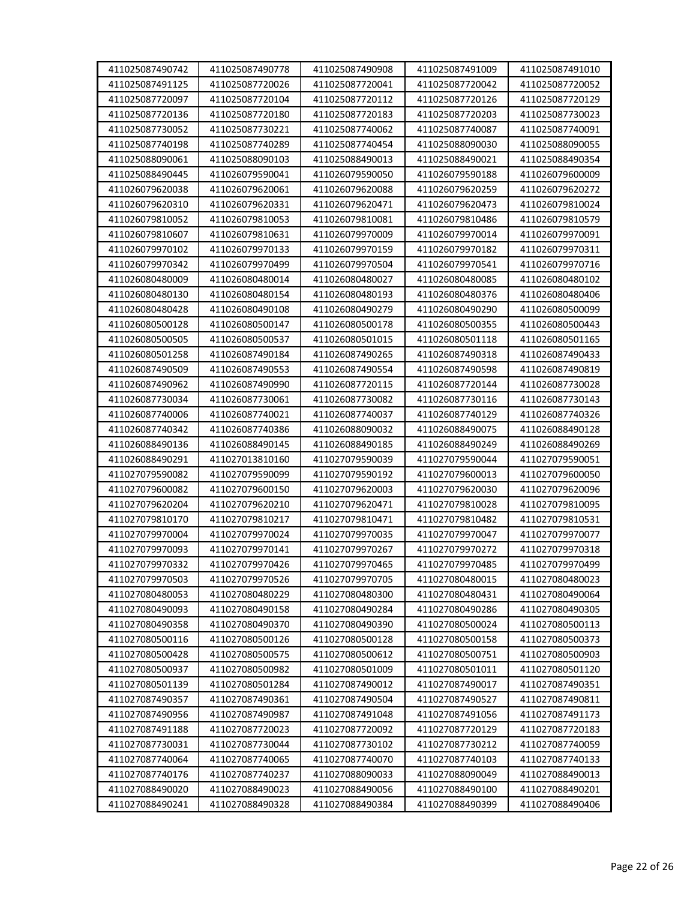| | | | | |
|---|---|---|---|---|
| 411025087490742 | 411025087490778 | 411025087490908 | 411025087491009 | 411025087491010 |
| 411025087491125 | 411025087720026 | 411025087720041 | 411025087720042 | 411025087720052 |
| 411025087720097 | 411025087720104 | 411025087720112 | 411025087720126 | 411025087720129 |
| 411025087720136 | 411025087720180 | 411025087720183 | 411025087720203 | 411025087730023 |
| 411025087730052 | 411025087730221 | 411025087740062 | 411025087740087 | 411025087740091 |
| 411025087740198 | 411025087740289 | 411025087740454 | 411025088090030 | 411025088090055 |
| 411025088090061 | 411025088090103 | 411025088490013 | 411025088490021 | 411025088490354 |
| 411025088490445 | 411026079590041 | 411026079590050 | 411026079590188 | 411026079600009 |
| 411026079620038 | 411026079620061 | 411026079620088 | 411026079620259 | 411026079620272 |
| 411026079620310 | 411026079620331 | 411026079620471 | 411026079620473 | 411026079810024 |
| 411026079810052 | 411026079810053 | 411026079810081 | 411026079810486 | 411026079810579 |
| 411026079810607 | 411026079810631 | 411026079970009 | 411026079970014 | 411026079970091 |
| 411026079970102 | 411026079970133 | 411026079970159 | 411026079970182 | 411026079970311 |
| 411026079970342 | 411026079970499 | 411026079970504 | 411026079970541 | 411026079970716 |
| 411026080480009 | 411026080480014 | 411026080480027 | 411026080480085 | 411026080480102 |
| 411026080480130 | 411026080480154 | 411026080480193 | 411026080480376 | 411026080480406 |
| 411026080480428 | 411026080490108 | 411026080490279 | 411026080490290 | 411026080500099 |
| 411026080500128 | 411026080500147 | 411026080500178 | 411026080500355 | 411026080500443 |
| 411026080500505 | 411026080500537 | 411026080501015 | 411026080501118 | 411026080501165 |
| 411026080501258 | 411026087490184 | 411026087490265 | 411026087490318 | 411026087490433 |
| 411026087490509 | 411026087490553 | 411026087490554 | 411026087490598 | 411026087490819 |
| 411026087490962 | 411026087490990 | 411026087720115 | 411026087720144 | 411026087730028 |
| 411026087730034 | 411026087730061 | 411026087730082 | 411026087730116 | 411026087730143 |
| 411026087740006 | 411026087740021 | 411026087740037 | 411026087740129 | 411026087740326 |
| 411026087740342 | 411026087740386 | 411026088090032 | 411026088490075 | 411026088490128 |
| 411026088490136 | 411026088490145 | 411026088490185 | 411026088490249 | 411026088490269 |
| 411026088490291 | 411027013810160 | 411027079590039 | 411027079590044 | 411027079590051 |
| 411027079590082 | 411027079590099 | 411027079590192 | 411027079600013 | 411027079600050 |
| 411027079600082 | 411027079600150 | 411027079620003 | 411027079620030 | 411027079620096 |
| 411027079620204 | 411027079620210 | 411027079620471 | 411027079810028 | 411027079810095 |
| 411027079810170 | 411027079810217 | 411027079810471 | 411027079810482 | 411027079810531 |
| 411027079970004 | 411027079970024 | 411027079970035 | 411027079970047 | 411027079970077 |
| 411027079970093 | 411027079970141 | 411027079970267 | 411027079970272 | 411027079970318 |
| 411027079970332 | 411027079970426 | 411027079970465 | 411027079970485 | 411027079970499 |
| 411027079970503 | 411027079970526 | 411027079970705 | 411027080480015 | 411027080480023 |
| 411027080480053 | 411027080480229 | 411027080480300 | 411027080480431 | 411027080490064 |
| 411027080490093 | 411027080490158 | 411027080490284 | 411027080490286 | 411027080490305 |
| 411027080490358 | 411027080490370 | 411027080490390 | 411027080500024 | 411027080500113 |
| 411027080500116 | 411027080500126 | 411027080500128 | 411027080500158 | 411027080500373 |
| 411027080500428 | 411027080500575 | 411027080500612 | 411027080500751 | 411027080500903 |
| 411027080500937 | 411027080500982 | 411027080501009 | 411027080501011 | 411027080501120 |
| 411027080501139 | 411027080501284 | 411027087490012 | 411027087490017 | 411027087490351 |
| 411027087490357 | 411027087490361 | 411027087490504 | 411027087490527 | 411027087490811 |
| 411027087490956 | 411027087490987 | 411027087491048 | 411027087491056 | 411027087491173 |
| 411027087491188 | 411027087720023 | 411027087720092 | 411027087720129 | 411027087720183 |
| 411027087730031 | 411027087730044 | 411027087730102 | 411027087730212 | 411027087740059 |
| 411027087740064 | 411027087740065 | 411027087740070 | 411027087740103 | 411027087740133 |
| 411027087740176 | 411027087740237 | 411027088090033 | 411027088090049 | 411027088490013 |
| 411027088490020 | 411027088490023 | 411027088490056 | 411027088490100 | 411027088490201 |
| 411027088490241 | 411027088490328 | 411027088490384 | 411027088490399 | 411027088490406 |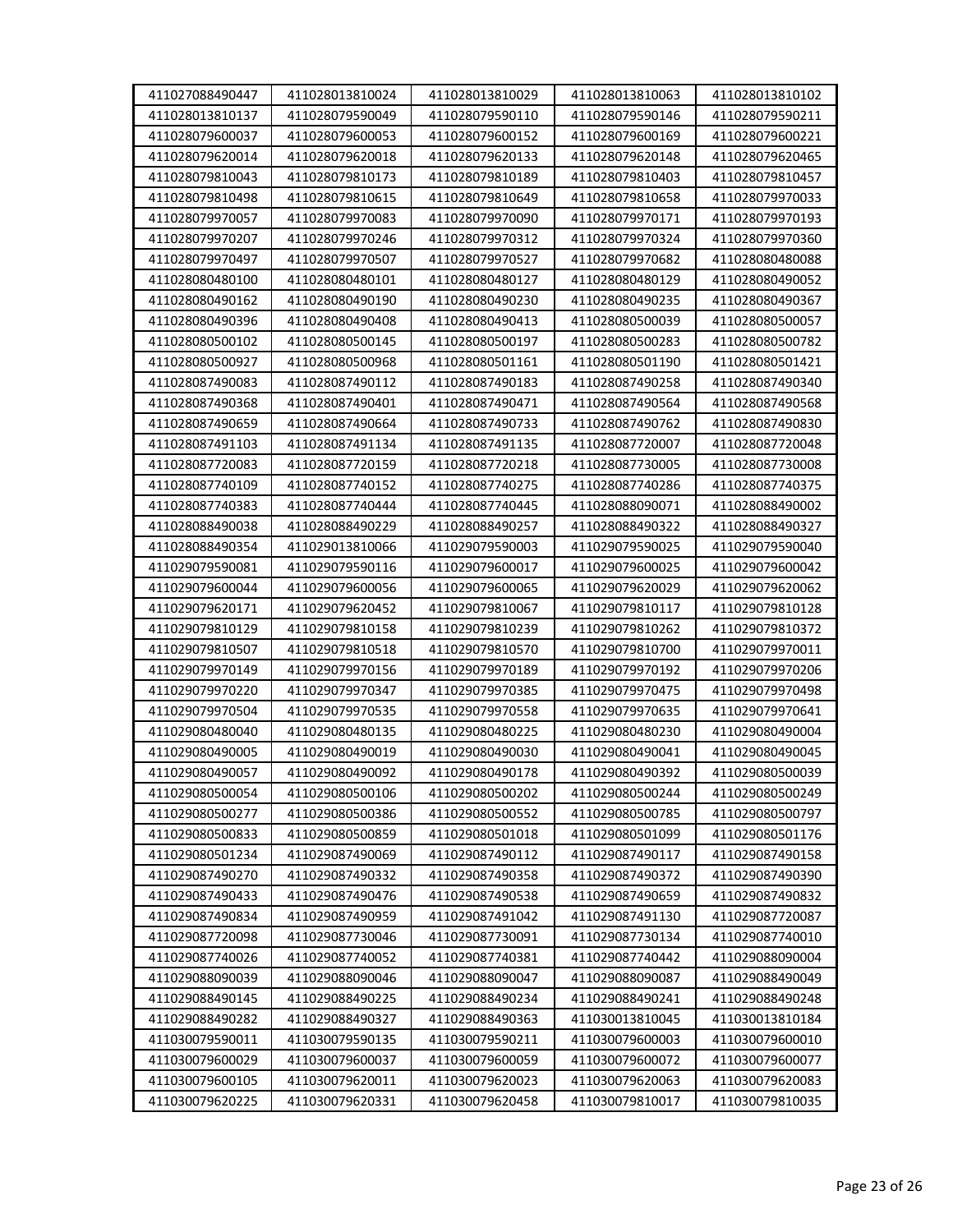| 411027088490447 | 411028013810024 | 411028013810029 | 411028013810063 | 411028013810102 |
|---|---|---|---|---|
| 411028013810137 | 411028079590049 | 411028079590110 | 411028079590146 | 411028079590211 |
| 411028079600037 | 411028079600053 | 411028079600152 | 411028079600169 | 411028079600221 |
| 411028079620014 | 411028079620018 | 411028079620133 | 411028079620148 | 411028079620465 |
| 411028079810043 | 411028079810173 | 411028079810189 | 411028079810403 | 411028079810457 |
| 411028079810498 | 411028079810615 | 411028079810649 | 411028079810658 | 411028079970033 |
| 411028079970057 | 411028079970083 | 411028079970090 | 411028079970171 | 411028079970193 |
| 411028079970207 | 411028079970246 | 411028079970312 | 411028079970324 | 411028079970360 |
| 411028079970497 | 411028079970507 | 411028079970527 | 411028079970682 | 411028080480088 |
| 411028080480100 | 411028080480101 | 411028080480127 | 411028080480129 | 411028080490052 |
| 411028080490162 | 411028080490190 | 411028080490230 | 411028080490235 | 411028080490367 |
| 411028080490396 | 411028080490408 | 411028080490413 | 411028080500039 | 411028080500057 |
| 411028080500102 | 411028080500145 | 411028080500197 | 411028080500283 | 411028080500782 |
| 411028080500927 | 411028080500968 | 411028080501161 | 411028080501190 | 411028080501421 |
| 411028087490083 | 411028087490112 | 411028087490183 | 411028087490258 | 411028087490340 |
| 411028087490368 | 411028087490401 | 411028087490471 | 411028087490564 | 411028087490568 |
| 411028087490659 | 411028087490664 | 411028087490733 | 411028087490762 | 411028087490830 |
| 411028087491103 | 411028087491134 | 411028087491135 | 411028087720007 | 411028087720048 |
| 411028087720083 | 411028087720159 | 411028087720218 | 411028087730005 | 411028087730008 |
| 411028087740109 | 411028087740152 | 411028087740275 | 411028087740286 | 411028087740375 |
| 411028087740383 | 411028087740444 | 411028087740445 | 411028088090071 | 411028088490002 |
| 411028088490038 | 411028088490229 | 411028088490257 | 411028088490322 | 411028088490327 |
| 411028088490354 | 411029013810066 | 411029079590003 | 411029079590025 | 411029079590040 |
| 411029079590081 | 411029079590116 | 411029079600017 | 411029079600025 | 411029079600042 |
| 411029079600044 | 411029079600056 | 411029079600065 | 411029079620029 | 411029079620062 |
| 411029079620171 | 411029079620452 | 411029079810067 | 411029079810117 | 411029079810128 |
| 411029079810129 | 411029079810158 | 411029079810239 | 411029079810262 | 411029079810372 |
| 411029079810507 | 411029079810518 | 411029079810570 | 411029079810700 | 411029079970011 |
| 411029079970149 | 411029079970156 | 411029079970189 | 411029079970192 | 411029079970206 |
| 411029079970220 | 411029079970347 | 411029079970385 | 411029079970475 | 411029079970498 |
| 411029079970504 | 411029079970535 | 411029079970558 | 411029079970635 | 411029079970641 |
| 411029080480040 | 411029080480135 | 411029080480225 | 411029080480230 | 411029080490004 |
| 411029080490005 | 411029080490019 | 411029080490030 | 411029080490041 | 411029080490045 |
| 411029080490057 | 411029080490092 | 411029080490178 | 411029080490392 | 411029080500039 |
| 411029080500054 | 411029080500106 | 411029080500202 | 411029080500244 | 411029080500249 |
| 411029080500277 | 411029080500386 | 411029080500552 | 411029080500785 | 411029080500797 |
| 411029080500833 | 411029080500859 | 411029080501018 | 411029080501099 | 411029080501176 |
| 411029080501234 | 411029087490069 | 411029087490112 | 411029087490117 | 411029087490158 |
| 411029087490270 | 411029087490332 | 411029087490358 | 411029087490372 | 411029087490390 |
| 411029087490433 | 411029087490476 | 411029087490538 | 411029087490659 | 411029087490832 |
| 411029087490834 | 411029087490959 | 411029087491042 | 411029087491130 | 411029087720087 |
| 411029087720098 | 411029087730046 | 411029087730091 | 411029087730134 | 411029087740010 |
| 411029087740026 | 411029087740052 | 411029087740381 | 411029087740442 | 411029088090004 |
| 411029088090039 | 411029088090046 | 411029088090047 | 411029088090087 | 411029088490049 |
| 411029088490145 | 411029088490225 | 411029088490234 | 411029088490241 | 411029088490248 |
| 411029088490282 | 411029088490327 | 411029088490363 | 411030013810045 | 411030013810184 |
| 411030079590011 | 411030079590135 | 411030079590211 | 411030079600003 | 411030079600010 |
| 411030079600029 | 411030079600037 | 411030079600059 | 411030079600072 | 411030079600077 |
| 411030079600105 | 411030079620011 | 411030079620023 | 411030079620063 | 411030079620083 |
| 411030079620225 | 411030079620331 | 411030079620458 | 411030079810017 | 411030079810035 |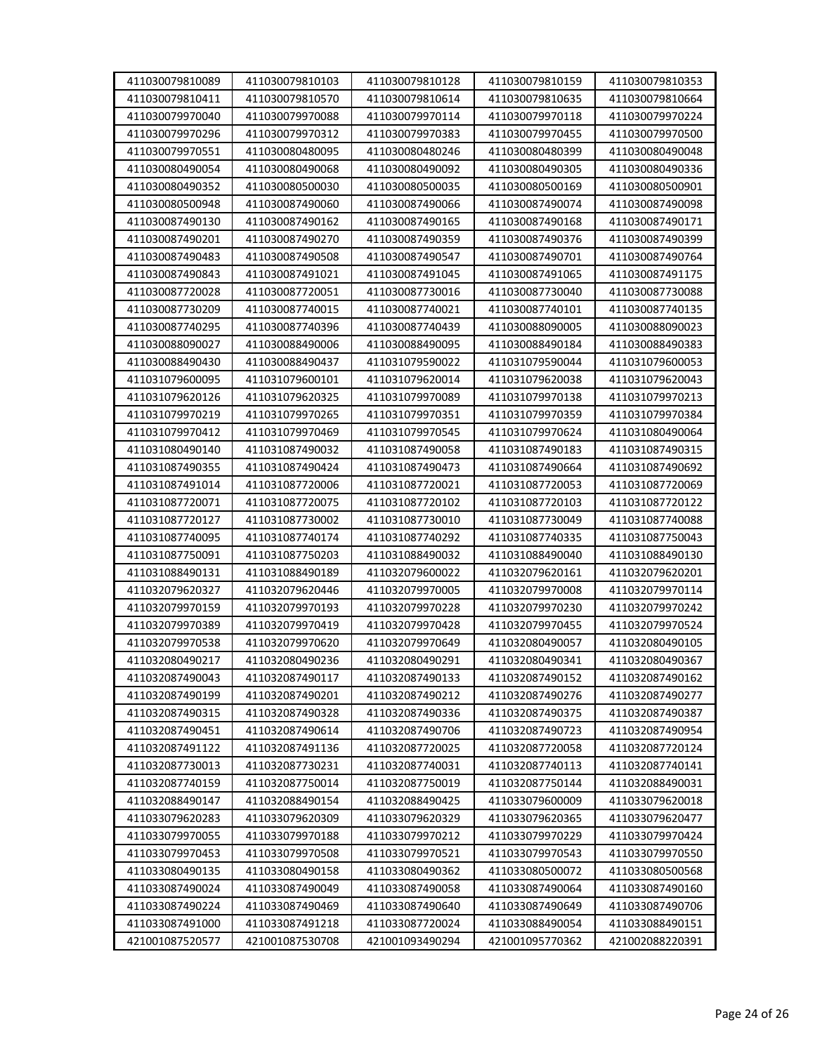| 411030079810089 | 411030079810103 | 411030079810128 | 411030079810159 | 411030079810353 |
|---|---|---|---|---|
| 411030079810411 | 411030079810570 | 411030079810614 | 411030079810635 | 411030079810664 |
| 411030079970040 | 411030079970088 | 411030079970114 | 411030079970118 | 411030079970224 |
| 411030079970296 | 411030079970312 | 411030079970383 | 411030079970455 | 411030079970500 |
| 411030079970551 | 411030080480095 | 411030080480246 | 411030080480399 | 411030080490048 |
| 411030080490054 | 411030080490068 | 411030080490092 | 411030080490305 | 411030080490336 |
| 411030080490352 | 411030080500030 | 411030080500035 | 411030080500169 | 411030080500901 |
| 411030080500948 | 411030087490060 | 411030087490066 | 411030087490074 | 411030087490098 |
| 411030087490130 | 411030087490162 | 411030087490165 | 411030087490168 | 411030087490171 |
| 411030087490201 | 411030087490270 | 411030087490359 | 411030087490376 | 411030087490399 |
| 411030087490483 | 411030087490508 | 411030087490547 | 411030087490701 | 411030087490764 |
| 411030087490843 | 411030087491021 | 411030087491045 | 411030087491065 | 411030087491175 |
| 411030087720028 | 411030087720051 | 411030087730016 | 411030087730040 | 411030087730088 |
| 411030087730209 | 411030087740015 | 411030087740021 | 411030087740101 | 411030087740135 |
| 411030087740295 | 411030087740396 | 411030087740439 | 411030088090005 | 411030088090023 |
| 411030088090027 | 411030088490006 | 411030088490095 | 411030088490184 | 411030088490383 |
| 411030088490430 | 411030088490437 | 411031079590022 | 411031079590044 | 411031079600053 |
| 411031079600095 | 411031079600101 | 411031079620014 | 411031079620038 | 411031079620043 |
| 411031079620126 | 411031079620325 | 411031079970089 | 411031079970138 | 411031079970213 |
| 411031079970219 | 411031079970265 | 411031079970351 | 411031079970359 | 411031079970384 |
| 411031079970412 | 411031079970469 | 411031079970545 | 411031079970624 | 411031080490064 |
| 411031080490140 | 411031087490032 | 411031087490058 | 411031087490183 | 411031087490315 |
| 411031087490355 | 411031087490424 | 411031087490473 | 411031087490664 | 411031087490692 |
| 411031087491014 | 411031087720006 | 411031087720021 | 411031087720053 | 411031087720069 |
| 411031087720071 | 411031087720075 | 411031087720102 | 411031087720103 | 411031087720122 |
| 411031087720127 | 411031087730002 | 411031087730010 | 411031087730049 | 411031087740088 |
| 411031087740095 | 411031087740174 | 411031087740292 | 411031087740335 | 411031087750043 |
| 411031087750091 | 411031087750203 | 411031088490032 | 411031088490040 | 411031088490130 |
| 411031088490131 | 411031088490189 | 411032079600022 | 411032079620161 | 411032079620201 |
| 411032079620327 | 411032079620446 | 411032079970005 | 411032079970008 | 411032079970114 |
| 411032079970159 | 411032079970193 | 411032079970228 | 411032079970230 | 411032079970242 |
| 411032079970389 | 411032079970419 | 411032079970428 | 411032079970455 | 411032079970524 |
| 411032079970538 | 411032079970620 | 411032079970649 | 411032080490057 | 411032080490105 |
| 411032080490217 | 411032080490236 | 411032080490291 | 411032080490341 | 411032080490367 |
| 411032087490043 | 411032087490117 | 411032087490133 | 411032087490152 | 411032087490162 |
| 411032087490199 | 411032087490201 | 411032087490212 | 411032087490276 | 411032087490277 |
| 411032087490315 | 411032087490328 | 411032087490336 | 411032087490375 | 411032087490387 |
| 411032087490451 | 411032087490614 | 411032087490706 | 411032087490723 | 411032087490954 |
| 411032087491122 | 411032087491136 | 411032087720025 | 411032087720058 | 411032087720124 |
| 411032087730013 | 411032087730231 | 411032087740031 | 411032087740113 | 411032087740141 |
| 411032087740159 | 411032087750014 | 411032087750019 | 411032087750144 | 411032088490031 |
| 411032088490147 | 411032088490154 | 411032088490425 | 411033079600009 | 411033079620018 |
| 411033079620283 | 411033079620309 | 411033079620329 | 411033079620365 | 411033079620477 |
| 411033079970055 | 411033079970188 | 411033079970212 | 411033079970229 | 411033079970424 |
| 411033079970453 | 411033079970508 | 411033079970521 | 411033079970543 | 411033079970550 |
| 411033080490135 | 411033080490158 | 411033080490362 | 411033080500072 | 411033080500568 |
| 411033087490024 | 411033087490049 | 411033087490058 | 411033087490064 | 411033087490160 |
| 411033087490224 | 411033087490469 | 411033087490640 | 411033087490649 | 411033087490706 |
| 411033087491000 | 411033087491218 | 411033087720024 | 411033088490054 | 411033088490151 |
| 421001087520577 | 421001087530708 | 421001093490294 | 421001095770362 | 421002088220391 |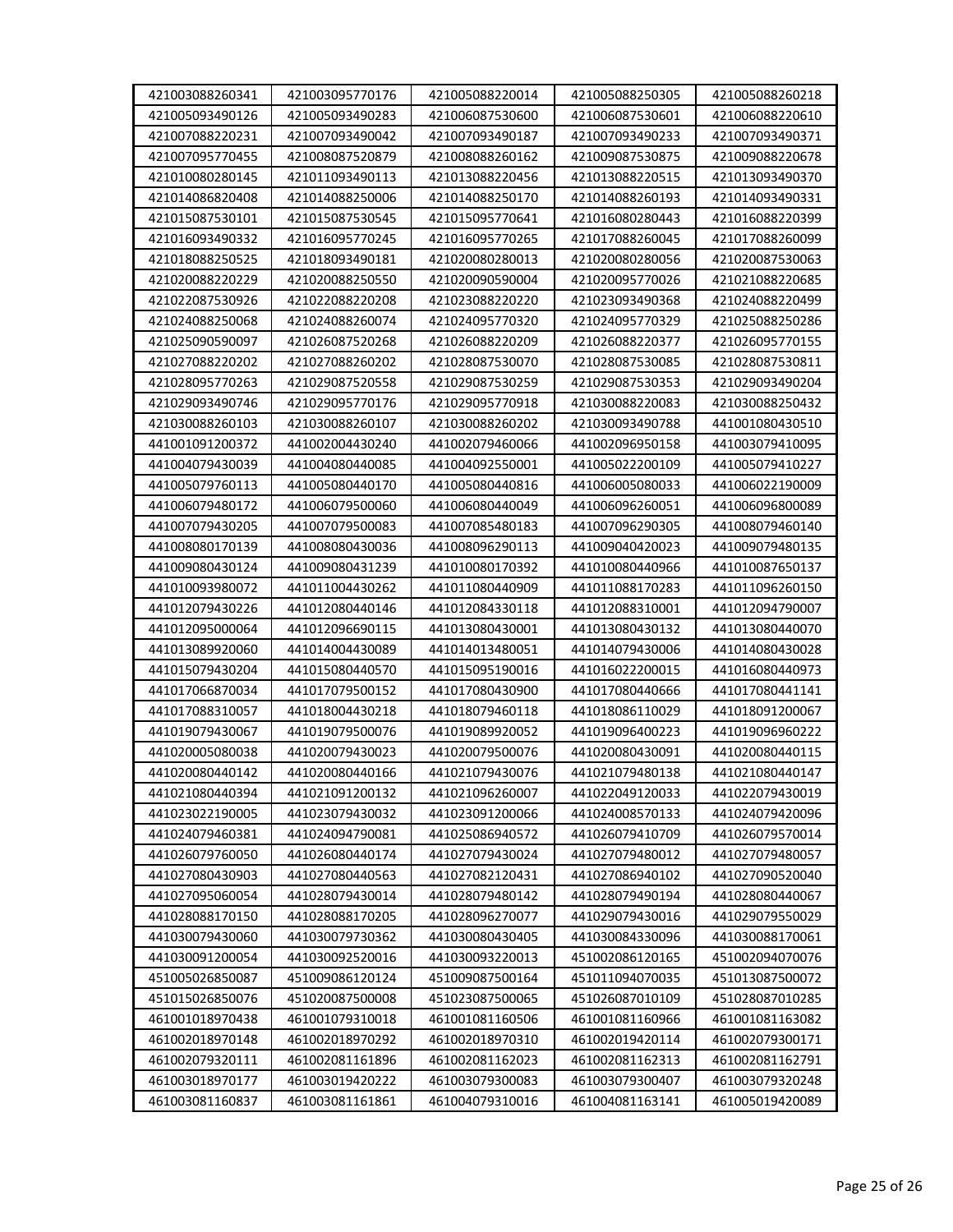| | | | | |
|---|---|---|---|---|
| 421003088260341 | 421003095770176 | 421005088220014 | 421005088250305 | 421005088260218 |
| 421005093490126 | 421005093490283 | 421006087530600 | 421006087530601 | 421006088220610 |
| 421007088220231 | 421007093490042 | 421007093490187 | 421007093490233 | 421007093490371 |
| 421007095770455 | 421008087520879 | 421008088260162 | 421009087530875 | 421009088220678 |
| 421010080280145 | 421011093490113 | 421013088220456 | 421013088220515 | 421013093490370 |
| 421014086820408 | 421014088250006 | 421014088250170 | 421014088260193 | 421014093490331 |
| 421015087530101 | 421015087530545 | 421015095770641 | 421016080280443 | 421016088220399 |
| 421016093490332 | 421016095770245 | 421016095770265 | 421017088260045 | 421017088260099 |
| 421018088250525 | 421018093490181 | 421020080280013 | 421020080280056 | 421020087530063 |
| 421020088220229 | 421020088250550 | 421020090590004 | 421020095770026 | 421021088220685 |
| 421022087530926 | 421022088220208 | 421023088220220 | 421023093490368 | 421024088220499 |
| 421024088250068 | 421024088260074 | 421024095770320 | 421024095770329 | 421025088250286 |
| 421025090590097 | 421026087520268 | 421026088220209 | 421026088220377 | 421026095770155 |
| 421027088220202 | 421027088260202 | 421028087530070 | 421028087530085 | 421028087530811 |
| 421028095770263 | 421029087520558 | 421029087530259 | 421029087530353 | 421029093490204 |
| 421029093490746 | 421029095770176 | 421029095770918 | 421030088220083 | 421030088250432 |
| 421030088260103 | 421030088260107 | 421030088260202 | 421030093490788 | 441001080430510 |
| 441001091200372 | 441002004430240 | 441002079460066 | 441002096950158 | 441003079410095 |
| 441004079430039 | 441004080440085 | 441004092550001 | 441005022200109 | 441005079410227 |
| 441005079760113 | 441005080440170 | 441005080440816 | 441006005080033 | 441006022190009 |
| 441006079480172 | 441006079500060 | 441006080440049 | 441006096260051 | 441006096800089 |
| 441007079430205 | 441007079500083 | 441007085480183 | 441007096290305 | 441008079460140 |
| 441008080170139 | 441008080430036 | 441008096290113 | 441009040420023 | 441009079480135 |
| 441009080430124 | 441009080431239 | 441010080170392 | 441010080440966 | 441010087650137 |
| 441010093980072 | 441011004430262 | 441011080440909 | 441011088170283 | 441011096260150 |
| 441012079430226 | 441012080440146 | 441012084330118 | 441012088310001 | 441012094790007 |
| 441012095000064 | 441012096690115 | 441013080430001 | 441013080430132 | 441013080440070 |
| 441013089920060 | 441014004430089 | 441014013480051 | 441014079430006 | 441014080430028 |
| 441015079430204 | 441015080440570 | 441015095190016 | 441016022200015 | 441016080440973 |
| 441017066870034 | 441017079500152 | 441017080430900 | 441017080440666 | 441017080441141 |
| 441017088310057 | 441018004430218 | 441018079460118 | 441018086110029 | 441018091200067 |
| 441019079430067 | 441019079500076 | 441019089920052 | 441019096400223 | 441019096960222 |
| 441020005080038 | 441020079430023 | 441020079500076 | 441020080430091 | 441020080440115 |
| 441020080440142 | 441020080440166 | 441021079430076 | 441021079480138 | 441021080440147 |
| 441021080440394 | 441021091200132 | 441021096260007 | 441022049120033 | 441022079430019 |
| 441023022190005 | 441023079430032 | 441023091200066 | 441024008570133 | 441024079420096 |
| 441024079460381 | 441024094790081 | 441025086940572 | 441026079410709 | 441026079570014 |
| 441026079760050 | 441026080440174 | 441027079430024 | 441027079480012 | 441027079480057 |
| 441027080430903 | 441027080440563 | 441027082120431 | 441027086940102 | 441027090520040 |
| 441027095060054 | 441028079430014 | 441028079480142 | 441028079490194 | 441028080440067 |
| 441028088170150 | 441028088170205 | 441028096270077 | 441029079430016 | 441029079550029 |
| 441030079430060 | 441030079730362 | 441030080430405 | 441030084330096 | 441030088170061 |
| 441030091200054 | 441030092520016 | 441030093220013 | 451002086120165 | 451002094070076 |
| 451005026850087 | 451009086120124 | 451009087500164 | 451011094070035 | 451013087500072 |
| 451015026850076 | 451020087500008 | 451023087500065 | 451026087010109 | 451028087010285 |
| 461001018970438 | 461001079310018 | 461001081160506 | 461001081160966 | 461001081163082 |
| 461002018970148 | 461002018970292 | 461002018970310 | 461002019420114 | 461002079300171 |
| 461002079320111 | 461002081161896 | 461002081162023 | 461002081162313 | 461002081162791 |
| 461003018970177 | 461003019420222 | 461003079300083 | 461003079300407 | 461003079320248 |
| 461003081160837 | 461003081161861 | 461004079310016 | 461004081163141 | 461005019420089 |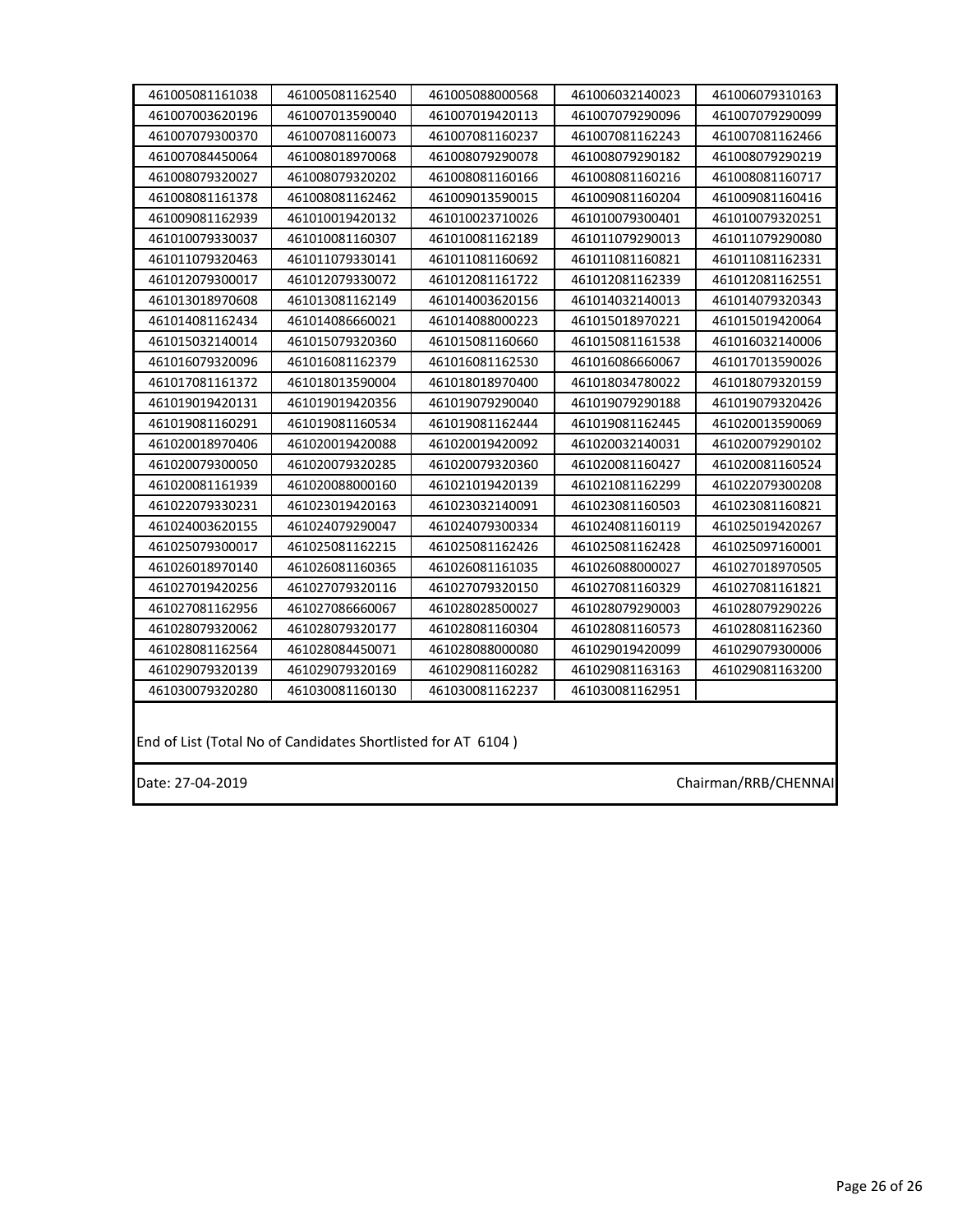| | | | | |
|---|---|---|---|---|
| 461005081161038 | 461005081162540 | 461005088000568 | 461006032140023 | 461006079310163 |
| 461007003620196 | 461007013590040 | 461007019420113 | 461007079290096 | 461007079290099 |
| 461007079300370 | 461007081160073 | 461007081160237 | 461007081162243 | 461007081162466 |
| 461007084450064 | 461008018970068 | 461008079290078 | 461008079290182 | 461008079290219 |
| 461008079320027 | 461008079320202 | 461008081160166 | 461008081160216 | 461008081160717 |
| 461008081161378 | 461008081162462 | 461009013590015 | 461009081160204 | 461009081160416 |
| 461009081162939 | 461010019420132 | 461010023710026 | 461010079300401 | 461010079320251 |
| 461010079330037 | 461010081160307 | 461010081162189 | 461011079290013 | 461011079290080 |
| 461011079320463 | 461011079330141 | 461011081160692 | 461011081160821 | 461011081162331 |
| 461012079300017 | 461012079330072 | 461012081161722 | 461012081162339 | 461012081162551 |
| 461013018970608 | 461013081162149 | 461014003620156 | 461014032140013 | 461014079320343 |
| 461014081162434 | 461014086660021 | 461014088000223 | 461015018970221 | 461015019420064 |
| 461015032140014 | 461015079320360 | 461015081160660 | 461015081161538 | 461016032140006 |
| 461016079320096 | 461016081162379 | 461016081162530 | 461016086660067 | 461017013590026 |
| 461017081161372 | 461018013590004 | 461018018970400 | 461018034780022 | 461018079320159 |
| 461019019420131 | 461019019420356 | 461019079290040 | 461019079290188 | 461019079320426 |
| 461019081160291 | 461019081160534 | 461019081162444 | 461019081162445 | 461020013590069 |
| 461020018970406 | 461020019420088 | 461020019420092 | 461020032140031 | 461020079290102 |
| 461020079300050 | 461020079320285 | 461020079320360 | 461020081160427 | 461020081160524 |
| 461020081161939 | 461020088000160 | 461021019420139 | 461021081162299 | 461022079300208 |
| 461022079330231 | 461023019420163 | 461023032140091 | 461023081160503 | 461023081160821 |
| 461024003620155 | 461024079290047 | 461024079300334 | 461024081160119 | 461025019420267 |
| 461025079300017 | 461025081162215 | 461025081162426 | 461025081162428 | 461025097160001 |
| 461026018970140 | 461026081160365 | 461026081161035 | 461026088000027 | 461027018970505 |
| 461027019420256 | 461027079320116 | 461027079320150 | 461027081160329 | 461027081161821 |
| 461027081162956 | 461027086660067 | 461028028500027 | 461028079290003 | 461028079290226 |
| 461028079320062 | 461028079320177 | 461028081160304 | 461028081160573 | 461028081162360 |
| 461028081162564 | 461028084450071 | 461028088000080 | 461029019420099 | 461029079300006 |
| 461029079320139 | 461029079320169 | 461029081160282 | 461029081163163 | 461029081163200 |
| 461030079320280 | 461030081160130 | 461030081162237 | 461030081162951 | |

End of List (Total No of Candidates Shortlisted for AT 6104 )

Date: 27-04-2019

Chairman/RRB/CHENNAI